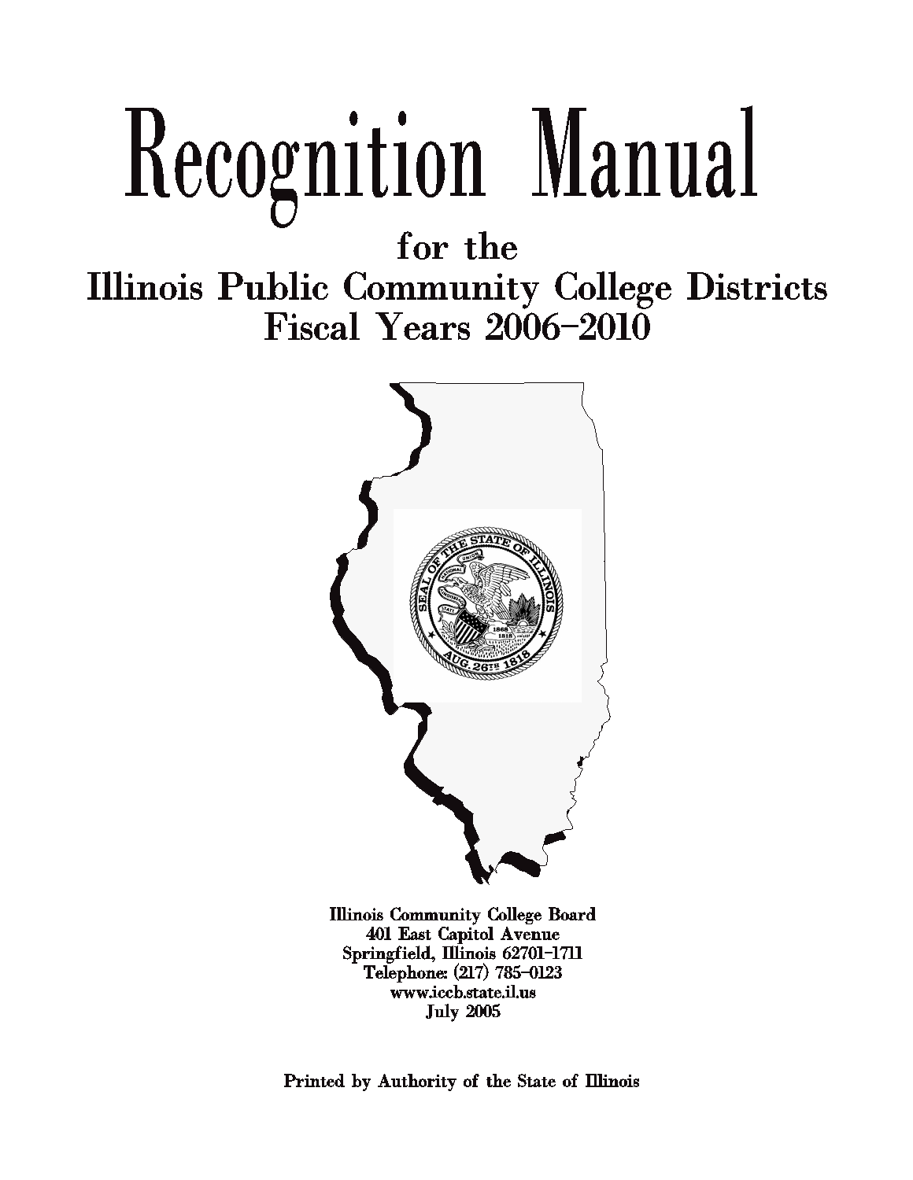# Recognition Manual

## for the

## Illinois Public Community College Districts
## Fiscal Years 2006-2010

**Illinois Community College Board**
**401 East Capitol Avenue**
**Springfield, Illinois 62701-1711**
**Telephone: (217) 785-0123**
**www.iccb.state.il.us**
**July 2005**

**Printed by Authority of the State of Illinois**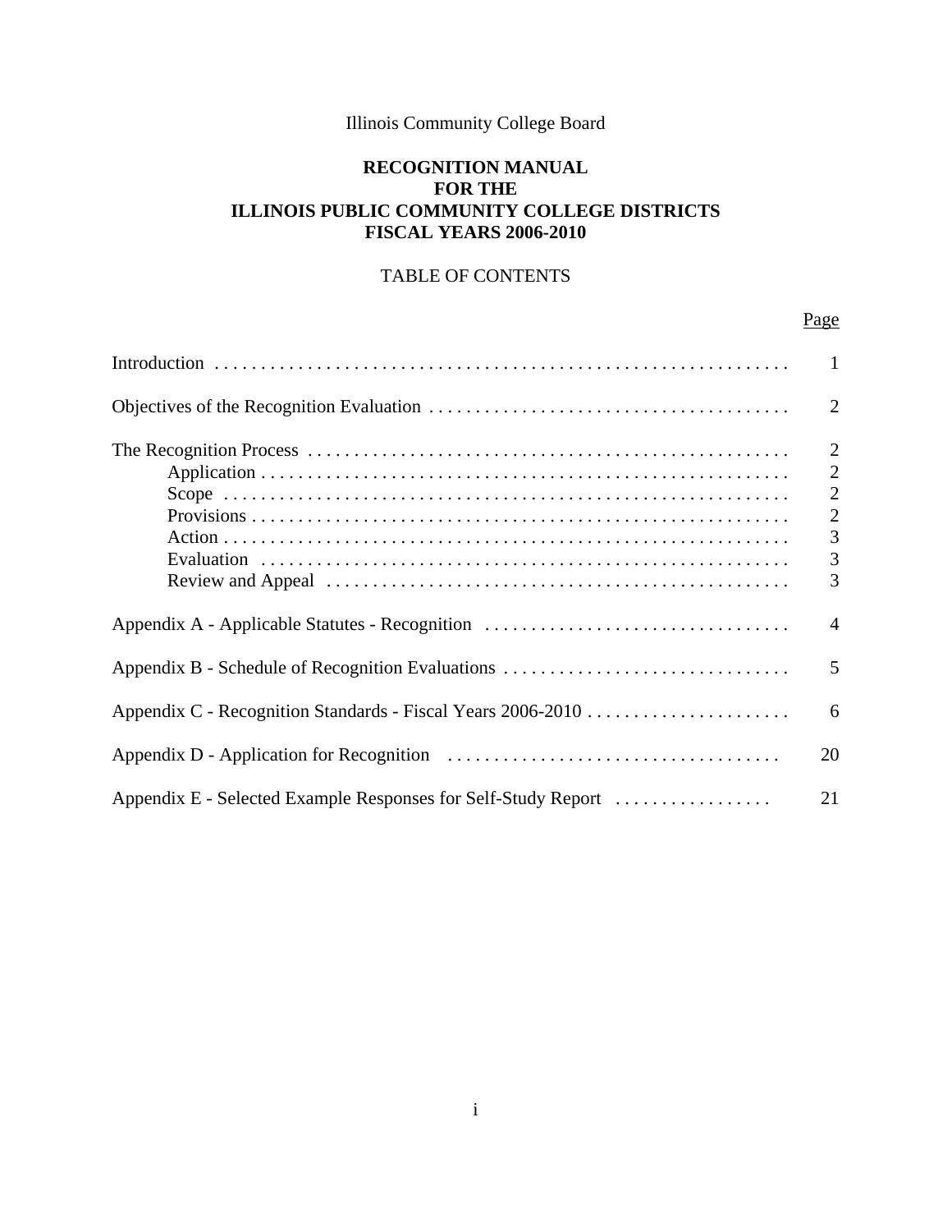Illinois Community College Board

# RECOGNITION MANUAL FOR THE ILLINOIS PUBLIC COMMUNITY COLLEGE DISTRICTS FISCAL YEARS 2006-2010

## TABLE OF CONTENTS

| | Page |
|---|---|
| Introduction | 1 |
| Objectives of the Recognition Evaluation | 2 |
| The Recognition Process | 2 |
| Application | 2 |
| Scope | 2 |
| Provisions | 2 |
| Action | 3 |
| Evaluation | 3 |
| Review and Appeal | 3 |
| Appendix A - Applicable Statutes - Recognition | 4 |
| Appendix B - Schedule of Recognition Evaluations | 5 |
| Appendix C - Recognition Standards - Fiscal Years 2006-2010 | 6 |
| Appendix D - Application for Recognition | 20 |
| Appendix E - Selected Example Responses for Self-Study Report | 21 |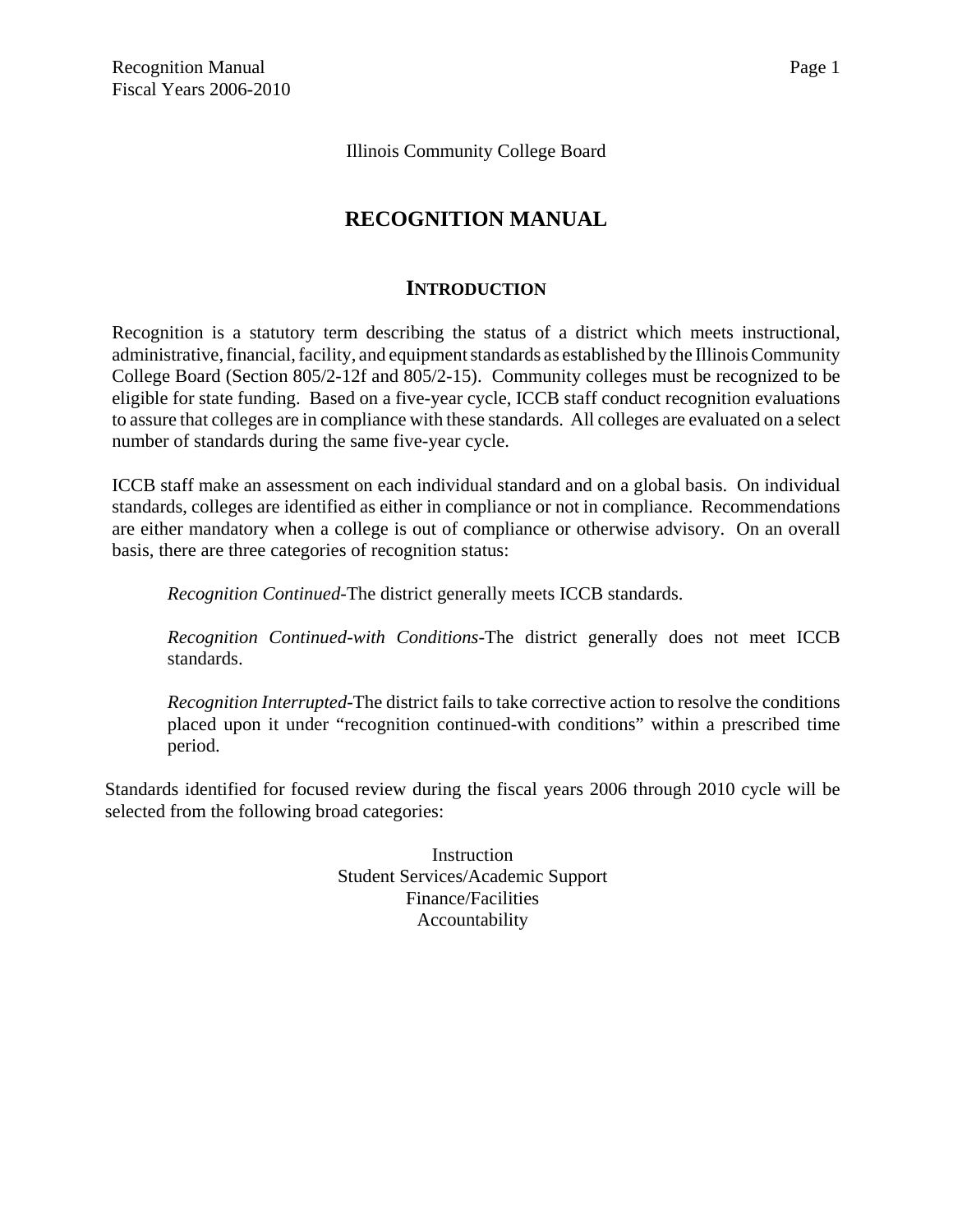Illinois Community College Board

# RECOGNITION MANUAL

## INTRODUCTION

Recognition is a statutory term describing the status of a district which meets instructional, administrative, financial, facility, and equipment standards as established by the Illinois Community College Board (Section 805/2-12f and 805/2-15). Community colleges must be recognized to be eligible for state funding. Based on a five-year cycle, ICCB staff conduct recognition evaluations to assure that colleges are in compliance with these standards. All colleges are evaluated on a select number of standards during the same five-year cycle.

ICCB staff make an assessment on each individual standard and on a global basis. On individual standards, colleges are identified as either in compliance or not in compliance. Recommendations are either mandatory when a college is out of compliance or otherwise advisory. On an overall basis, there are three categories of recognition status:

> *Recognition Continued*-The district generally meets ICCB standards.
>
> *Recognition Continued-with Conditions*-The district generally does not meet ICCB standards.
>
> *Recognition Interrupted*-The district fails to take corrective action to resolve the conditions placed upon it under "recognition continued-with conditions" within a prescribed time period.

Standards identified for focused review during the fiscal years 2006 through 2010 cycle will be selected from the following broad categories:

Instruction
Student Services/Academic Support
Finance/Facilities
Accountability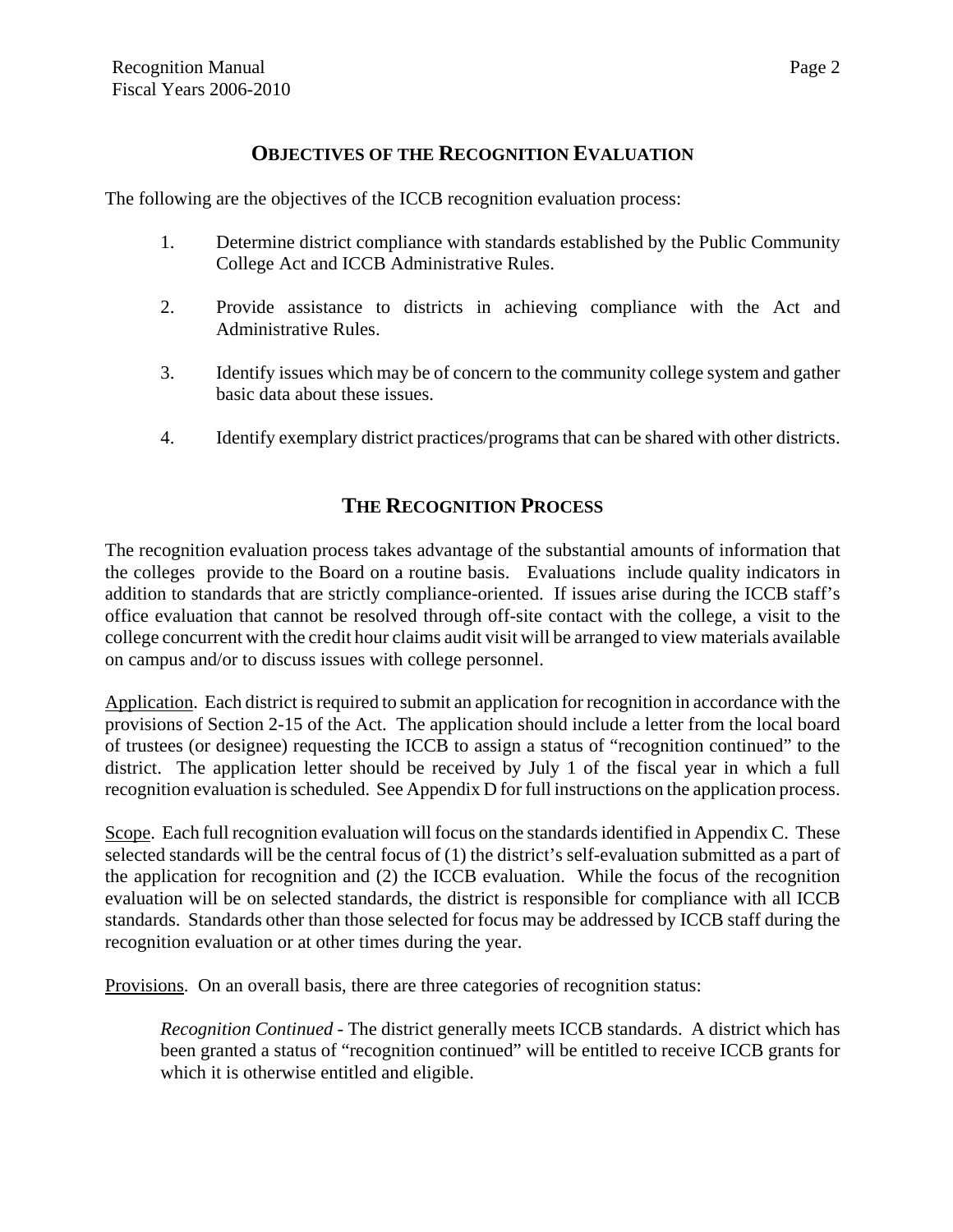## OBJECTIVES OF THE RECOGNITION EVALUATION

The following are the objectives of the ICCB recognition evaluation process:

1. Determine district compliance with standards established by the Public Community College Act and ICCB Administrative Rules.

2. Provide assistance to districts in achieving compliance with the Act and Administrative Rules.

3. Identify issues which may be of concern to the community college system and gather basic data about these issues.

4. Identify exemplary district practices/programs that can be shared with other districts.

## THE RECOGNITION PROCESS

The recognition evaluation process takes advantage of the substantial amounts of information that the colleges provide to the Board on a routine basis. Evaluations include quality indicators in addition to standards that are strictly compliance-oriented. If issues arise during the ICCB staff's office evaluation that cannot be resolved through off-site contact with the college, a visit to the college concurrent with the credit hour claims audit visit will be arranged to view materials available on campus and/or to discuss issues with college personnel.

Application. Each district is required to submit an application for recognition in accordance with the provisions of Section 2-15 of the Act. The application should include a letter from the local board of trustees (or designee) requesting the ICCB to assign a status of "recognition continued" to the district. The application letter should be received by July 1 of the fiscal year in which a full recognition evaluation is scheduled. See Appendix D for full instructions on the application process.

Scope. Each full recognition evaluation will focus on the standards identified in Appendix C. These selected standards will be the central focus of (1) the district's self-evaluation submitted as a part of the application for recognition and (2) the ICCB evaluation. While the focus of the recognition evaluation will be on selected standards, the district is responsible for compliance with all ICCB standards. Standards other than those selected for focus may be addressed by ICCB staff during the recognition evaluation or at other times during the year.

Provisions. On an overall basis, there are three categories of recognition status:

*Recognition Continued* - The district generally meets ICCB standards. A district which has been granted a status of "recognition continued" will be entitled to receive ICCB grants for which it is otherwise entitled and eligible.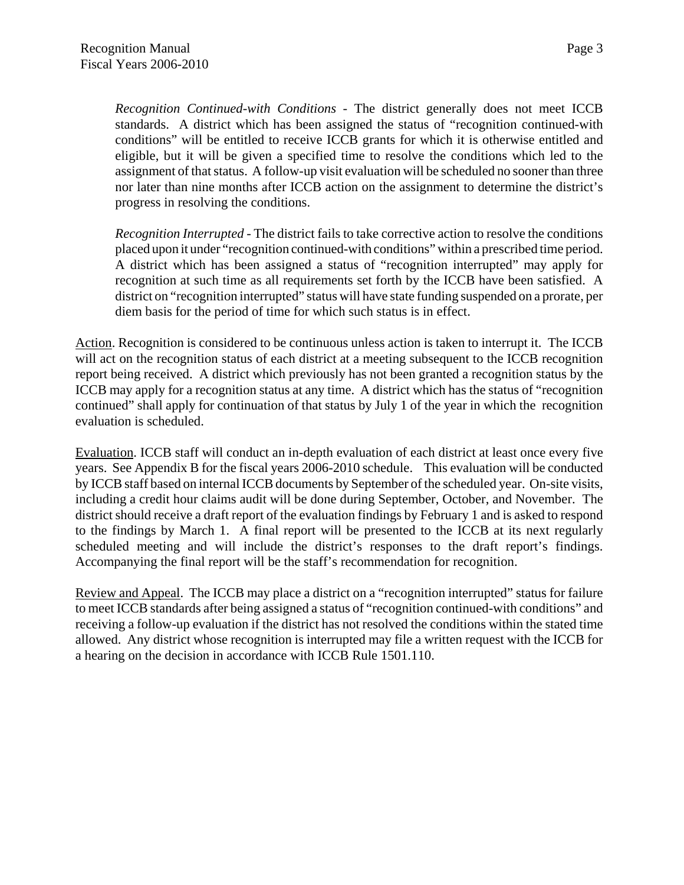*Recognition Continued-with Conditions* - The district generally does not meet ICCB standards. A district which has been assigned the status of "recognition continued-with conditions" will be entitled to receive ICCB grants for which it is otherwise entitled and eligible, but it will be given a specified time to resolve the conditions which led to the assignment of that status. A follow-up visit evaluation will be scheduled no sooner than three nor later than nine months after ICCB action on the assignment to determine the district's progress in resolving the conditions.

*Recognition Interrupted* - The district fails to take corrective action to resolve the conditions placed upon it under "recognition continued-with conditions" within a prescribed time period. A district which has been assigned a status of "recognition interrupted" may apply for recognition at such time as all requirements set forth by the ICCB have been satisfied. A district on "recognition interrupted" status will have state funding suspended on a prorate, per diem basis for the period of time for which such status is in effect.

Action. Recognition is considered to be continuous unless action is taken to interrupt it. The ICCB will act on the recognition status of each district at a meeting subsequent to the ICCB recognition report being received. A district which previously has not been granted a recognition status by the ICCB may apply for a recognition status at any time. A district which has the status of "recognition continued" shall apply for continuation of that status by July 1 of the year in which the recognition evaluation is scheduled.

Evaluation. ICCB staff will conduct an in-depth evaluation of each district at least once every five years. See Appendix B for the fiscal years 2006-2010 schedule. This evaluation will be conducted by ICCB staff based on internal ICCB documents by September of the scheduled year. On-site visits, including a credit hour claims audit will be done during September, October, and November. The district should receive a draft report of the evaluation findings by February 1 and is asked to respond to the findings by March 1. A final report will be presented to the ICCB at its next regularly scheduled meeting and will include the district's responses to the draft report's findings. Accompanying the final report will be the staff's recommendation for recognition.

Review and Appeal. The ICCB may place a district on a "recognition interrupted" status for failure to meet ICCB standards after being assigned a status of "recognition continued-with conditions" and receiving a follow-up evaluation if the district has not resolved the conditions within the stated time allowed. Any district whose recognition is interrupted may file a written request with the ICCB for a hearing on the decision in accordance with ICCB Rule 1501.110.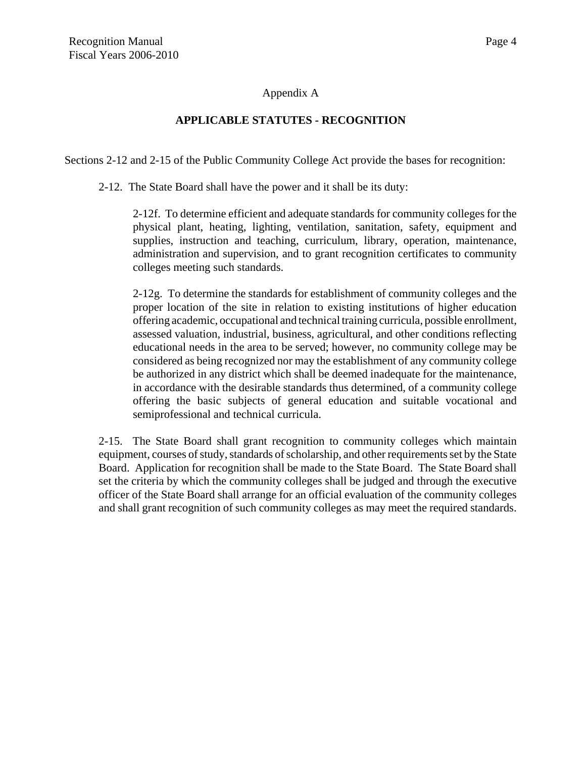## Appendix A

## APPLICABLE STATUTES - RECOGNITION

Sections 2-12 and 2-15 of the Public Community College Act provide the bases for recognition:

2-12. The State Board shall have the power and it shall be its duty:

2-12f. To determine efficient and adequate standards for community colleges for the physical plant, heating, lighting, ventilation, sanitation, safety, equipment and supplies, instruction and teaching, curriculum, library, operation, maintenance, administration and supervision, and to grant recognition certificates to community colleges meeting such standards.

2-12g. To determine the standards for establishment of community colleges and the proper location of the site in relation to existing institutions of higher education offering academic, occupational and technical training curricula, possible enrollment, assessed valuation, industrial, business, agricultural, and other conditions reflecting educational needs in the area to be served; however, no community college may be considered as being recognized nor may the establishment of any community college be authorized in any district which shall be deemed inadequate for the maintenance, in accordance with the desirable standards thus determined, of a community college offering the basic subjects of general education and suitable vocational and semiprofessional and technical curricula.

2-15. The State Board shall grant recognition to community colleges which maintain equipment, courses of study, standards of scholarship, and other requirements set by the State Board. Application for recognition shall be made to the State Board. The State Board shall set the criteria by which the community colleges shall be judged and through the executive officer of the State Board shall arrange for an official evaluation of the community colleges and shall grant recognition of such community colleges as may meet the required standards.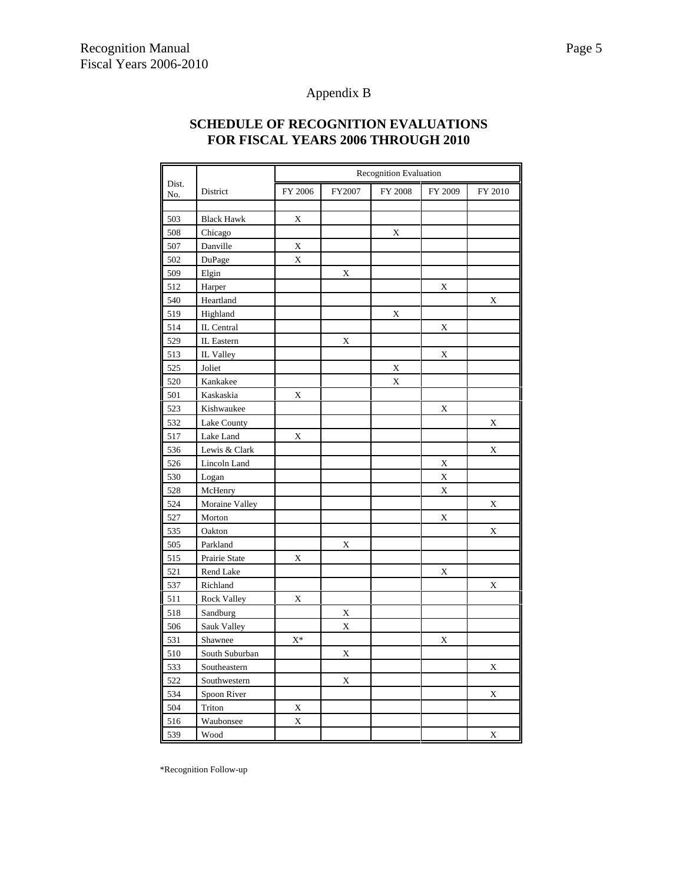# Appendix B

## SCHEDULE OF RECOGNITION EVALUATIONS FOR FISCAL YEARS 2006 THROUGH 2010

| Dist. No. | District | Recognition Evaluation | | | | |
|---|---|---|---|---|---|---|
| | | FY 2006 | FY2007 | FY 2008 | FY 2009 | FY 2010 |
| 503 | Black Hawk | X | | | | |
| 508 | Chicago | | | X | | |
| 507 | Danville | X | | | | |
| 502 | DuPage | X | | | | |
| 509 | Elgin | | X | | | |
| 512 | Harper | | | | X | |
| 540 | Heartland | | | | | X |
| 519 | Highland | | | X | | |
| 514 | IL Central | | | | X | |
| 529 | IL Eastern | | X | | | |
| 513 | IL Valley | | | | X | |
| 525 | Joliet | | | X | | |
| 520 | Kankakee | | | X | | |
| 501 | Kaskaskia | X | | | | |
| 523 | Kishwaukee | | | | X | |
| 532 | Lake County | | | | | X |
| 517 | Lake Land | X | | | | |
| 536 | Lewis & Clark | | | | | X |
| 526 | Lincoln Land | | | | X | |
| 530 | Logan | | | | X | |
| 528 | McHenry | | | | X | |
| 524 | Moraine Valley | | | | | X |
| 527 | Morton | | | | X | |
| 535 | Oakton | | | | | X |
| 505 | Parkland | | X | | | |
| 515 | Prairie State | X | | | | |
| 521 | Rend Lake | | | | X | |
| 537 | Richland | | | | | X |
| 511 | Rock Valley | X | | | | |
| 518 | Sandburg | | X | | | |
| 506 | Sauk Valley | | X | | | |
| 531 | Shawnee | X* | | | X | |
| 510 | South Suburban | | X | | | |
| 533 | Southeastern | | | | | X |
| 522 | Southwestern | | X | | | |
| 534 | Spoon River | | | | | X |
| 504 | Triton | X | | | | |
| 516 | Waubonsee | X | | | | |
| 539 | Wood | | | | | X |

*Recognition Follow-up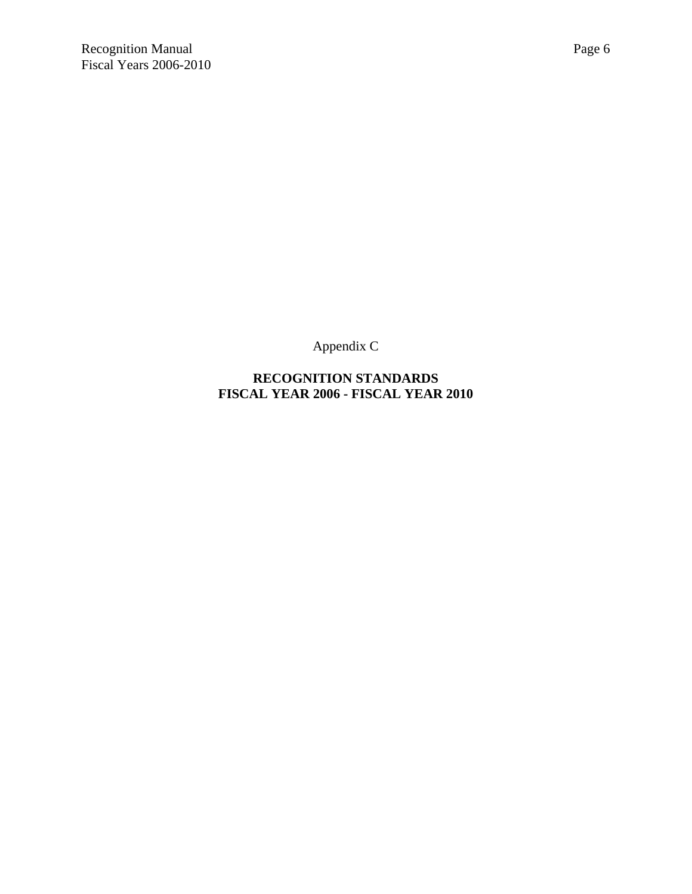Appendix C

**RECOGNITION STANDARDS**
**FISCAL YEAR 2006 - FISCAL YEAR 2010**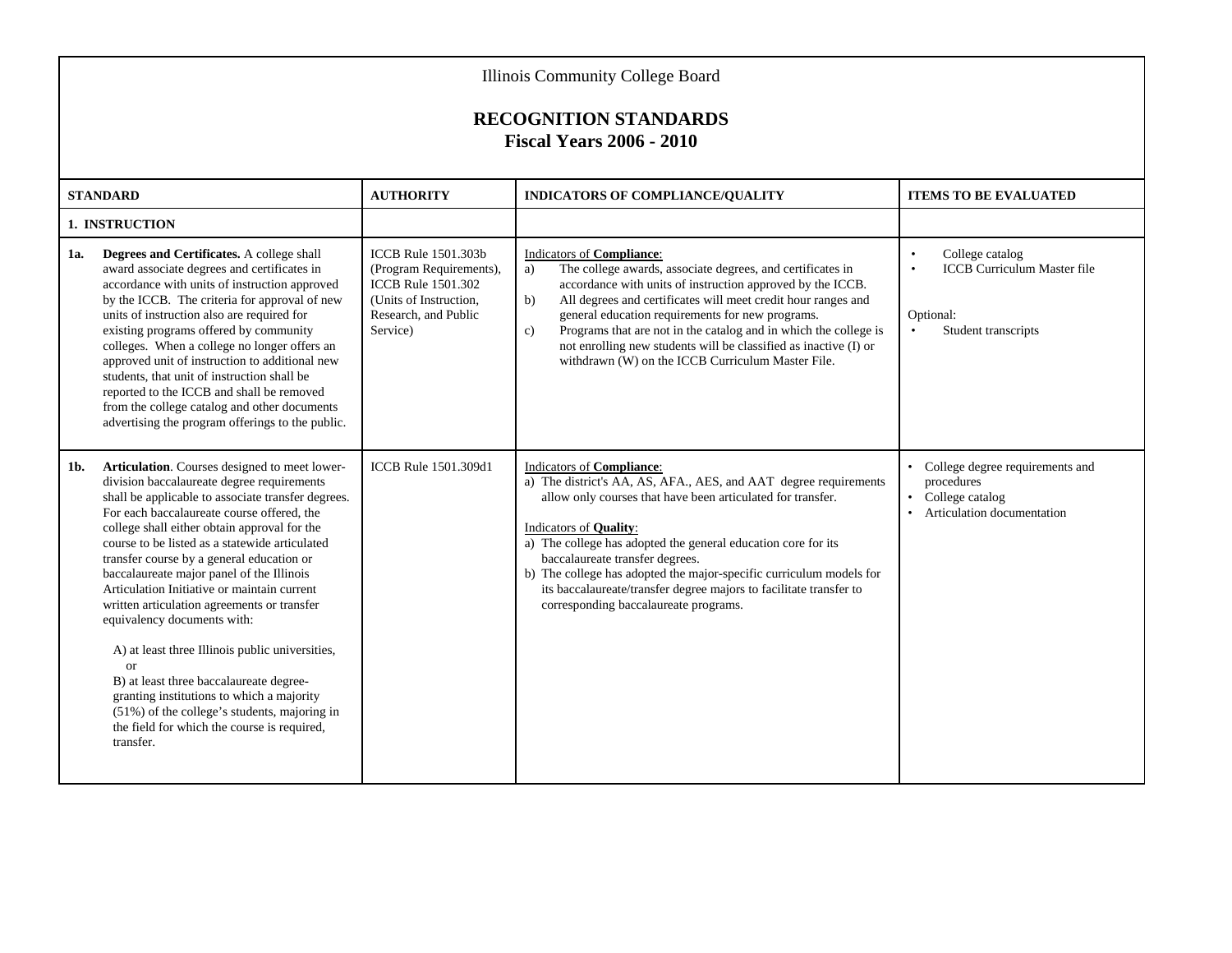Illinois Community College Board

# RECOGNITION STANDARDS
## Fiscal Years 2006 - 2010

| STANDARD | AUTHORITY | INDICATORS OF COMPLIANCE/QUALITY | ITEMS TO BE EVALUATED |
|---|---|---|---|
| **1. INSTRUCTION** | | | |
| **1a. Degrees and Certificates.** A college shall award associate degrees and certificates in accordance with units of instruction approved by the ICCB. The criteria for approval of new units of instruction also are required for existing programs offered by community colleges. When a college no longer offers an approved unit of instruction to additional new students, that unit of instruction shall be reported to the ICCB and shall be removed from the college catalog and other documents advertising the program offerings to the public. | ICCB Rule 1501.303b (Program Requirements), ICCB Rule 1501.302 (Units of Instruction, Research, and Public Service) | Indicators of **Compliance**:<br>a) The college awards, associate degrees, and certificates in accordance with units of instruction approved by the ICCB.<br>b) All degrees and certificates will meet credit hour ranges and general education requirements for new programs.<br>c) Programs that are not in the catalog and in which the college is not enrolling new students will be classified as inactive (I) or withdrawn (W) on the ICCB Curriculum Master File. | • College catalog<br>• ICCB Curriculum Master file<br><br>Optional:<br>• Student transcripts |
| **1b. Articulation**. Courses designed to meet lower-division baccalaureate degree requirements shall be applicable to associate transfer degrees. For each baccalaureate course offered, the college shall either obtain approval for the course to be listed as a statewide articulated transfer course by a general education or baccalaureate major panel of the Illinois Articulation Initiative or maintain current written articulation agreements or transfer equivalency documents with:<br><br>A) at least three Illinois public universities, or<br>B) at least three baccalaureate degree-granting institutions to which a majority (51%) of the college's students, majoring in the field for which the course is required, transfer. | ICCB Rule 1501.309d1 | Indicators of **Compliance**:<br>a) The district's AA, AS, AFA., AES, and AAT degree requirements allow only courses that have been articulated for transfer.<br><br>Indicators of **Quality**:<br>a) The college has adopted the general education core for its baccalaureate transfer degrees.<br>b) The college has adopted the major-specific curriculum models for its baccalaureate/transfer degree majors to facilitate transfer to corresponding baccalaureate programs. | • College degree requirements and procedures<br>• College catalog<br>• Articulation documentation |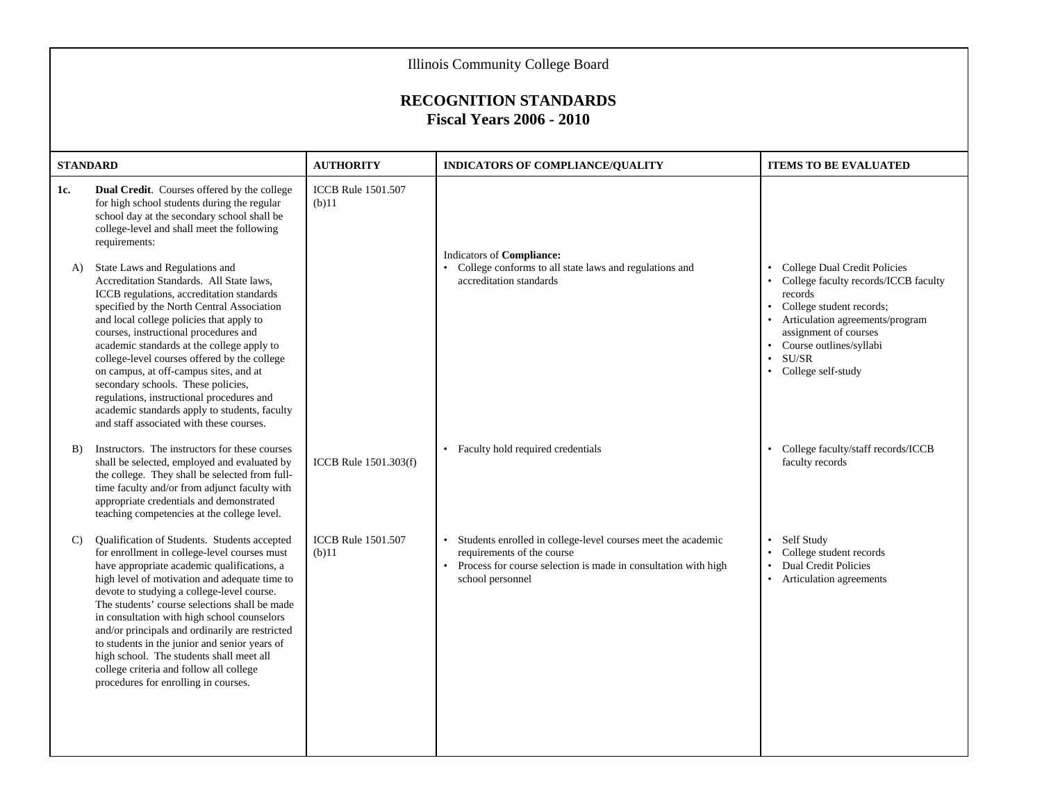Illinois Community College Board

# RECOGNITION STANDARDS
## Fiscal Years 2006 - 2010

| STANDARD | AUTHORITY | INDICATORS OF COMPLIANCE/QUALITY | ITEMS TO BE EVALUATED |
|---|---|---|---|
| **1c. Dual Credit**. Courses offered by the college for high school students during the regular school day at the secondary school shall be college-level and shall meet the following requirements: | ICCB Rule 1501.507 (b)11 | | |
| A) State Laws and Regulations and Accreditation Standards. All State laws, ICCB regulations, accreditation standards specified by the North Central Association and local college policies that apply to courses, instructional procedures and academic standards at the college apply to college-level courses offered by the college on campus, at off-campus sites, and at secondary schools. These policies, regulations, instructional procedures and academic standards apply to students, faculty and staff associated with these courses. | | Indicators of **Compliance:**<br>• College conforms to all state laws and regulations and accreditation standards | • College Dual Credit Policies<br>• College faculty records/ICCB faculty records<br>• College student records;<br>• Articulation agreements/program assignment of courses<br>• Course outlines/syllabi<br>• SU/SR<br>• College self-study |
| B) Instructors. The instructors for these courses shall be selected, employed and evaluated by the college. They shall be selected from full-time faculty and/or from adjunct faculty with appropriate credentials and demonstrated teaching competencies at the college level. | ICCB Rule 1501.303(f) | • Faculty hold required credentials | • College faculty/staff records/ICCB faculty records |
| C) Qualification of Students. Students accepted for enrollment in college-level courses must have appropriate academic qualifications, a high level of motivation and adequate time to devote to studying a college-level course. The students' course selections shall be made in consultation with high school counselors and/or principals and ordinarily are restricted to students in the junior and senior years of high school. The students shall meet all college criteria and follow all college procedures for enrolling in courses. | ICCB Rule 1501.507 (b)11 | • Students enrolled in college-level courses meet the academic requirements of the course<br>• Process for course selection is made in consultation with high school personnel | • Self Study<br>• College student records<br>• Dual Credit Policies<br>• Articulation agreements |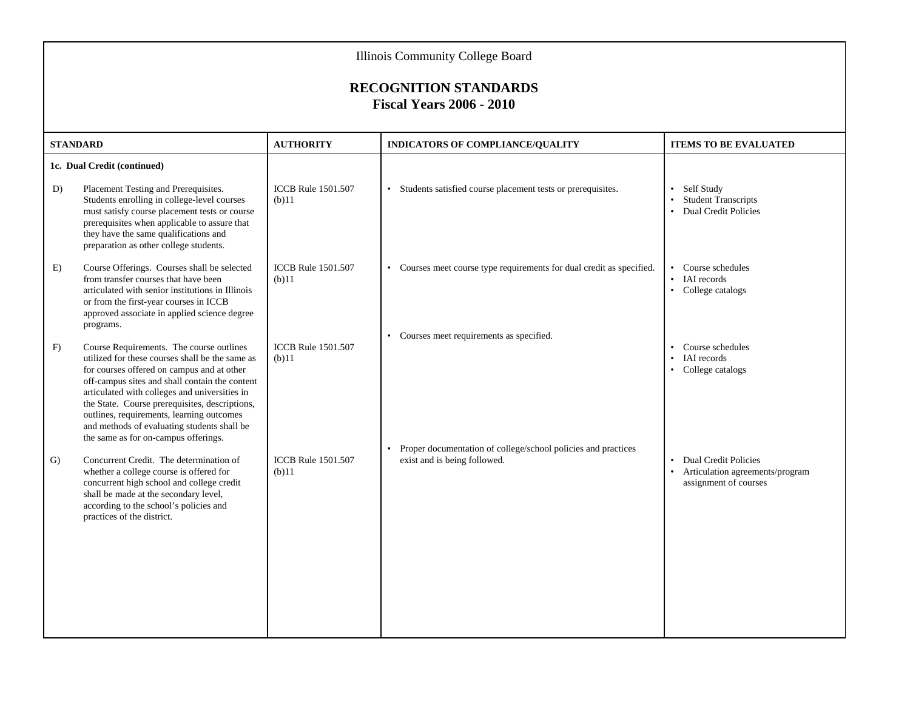Illinois Community College Board

## RECOGNITION STANDARDS
### Fiscal Years 2006 - 2010

| STANDARD | AUTHORITY | INDICATORS OF COMPLIANCE/QUALITY | ITEMS TO BE EVALUATED |
|---|---|---|---|
| **1c. Dual Credit (continued)** | | | |
| D) Placement Testing and Prerequisites. Students enrolling in college-level courses must satisfy course placement tests or course prerequisites when applicable to assure that they have the same qualifications and preparation as other college students. | ICCB Rule 1501.507 (b)11 | • Students satisfied course placement tests or prerequisites. | • Self Study<br>• Student Transcripts<br>• Dual Credit Policies |
| E) Course Offerings. Courses shall be selected from transfer courses that have been articulated with senior institutions in Illinois or from the first-year courses in ICCB approved associate in applied science degree programs. | ICCB Rule 1501.507 (b)11 | • Courses meet course type requirements for dual credit as specified. | • Course schedules<br>• IAI records<br>• College catalogs |
| F) Course Requirements. The course outlines utilized for these courses shall be the same as for courses offered on campus and at other off-campus sites and shall contain the content articulated with colleges and universities in the State. Course prerequisites, descriptions, outlines, requirements, learning outcomes and methods of evaluating students shall be the same as for on-campus offerings. | ICCB Rule 1501.507 (b)11 | • Courses meet requirements as specified. | • Course schedules<br>• IAI records<br>• College catalogs |
| G) Concurrent Credit. The determination of whether a college course is offered for concurrent high school and college credit shall be made at the secondary level, according to the school's policies and practices of the district. | ICCB Rule 1501.507 (b)11 | • Proper documentation of college/school policies and practices exist and is being followed. | • Dual Credit Policies<br>• Articulation agreements/program assignment of courses |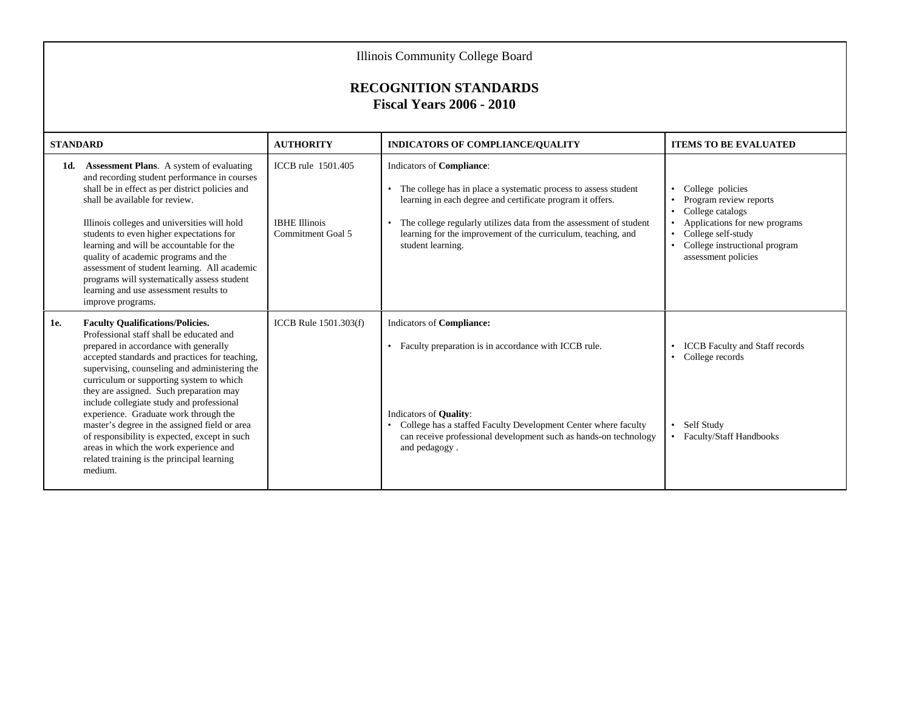Illinois Community College Board

# RECOGNITION STANDARDS
## Fiscal Years 2006 - 2010

| STANDARD | AUTHORITY | INDICATORS OF COMPLIANCE/QUALITY | ITEMS TO BE EVALUATED |
|---|---|---|---|
| **1d. Assessment Plans**. A system of evaluating and recording student performance in courses shall be in effect as per district policies and shall be available for review.<br><br>Illinois colleges and universities will hold students to even higher expectations for learning and will be accountable for the quality of academic programs and the assessment of student learning. All academic programs will systematically assess student learning and use assessment results to improve programs. | ICCB rule 1501.405<br><br>IBHE Illinois Commitment Goal 5 | Indicators of **Compliance**:<br><br>• The college has in place a systematic process to assess student learning in each degree and certificate program it offers.<br><br>• The college regularly utilizes data from the assessment of student learning for the improvement of the curriculum, teaching, and student learning. | • College policies<br>• Program review reports<br>• College catalogs<br>• Applications for new programs<br>• College self-study<br>• College instructional program assessment policies |
| **1e. Faculty Qualifications/Policies.** Professional staff shall be educated and prepared in accordance with generally accepted standards and practices for teaching, supervising, counseling and administering the curriculum or supporting system to which they are assigned. Such preparation may include collegiate study and professional experience. Graduate work through the master's degree in the assigned field or area of responsibility is expected, except in such areas in which the work experience and related training is the principal learning medium. | ICCB Rule 1501.303(f) | Indicators of **Compliance:**<br><br>• Faculty preparation is in accordance with ICCB rule.<br><br>Indicators of **Quality**:<br>• College has a staffed Faculty Development Center where faculty can receive professional development such as hands-on technology and pedagogy . | • ICCB Faculty and Staff records<br>• College records<br><br>• Self Study<br>• Faculty/Staff Handbooks |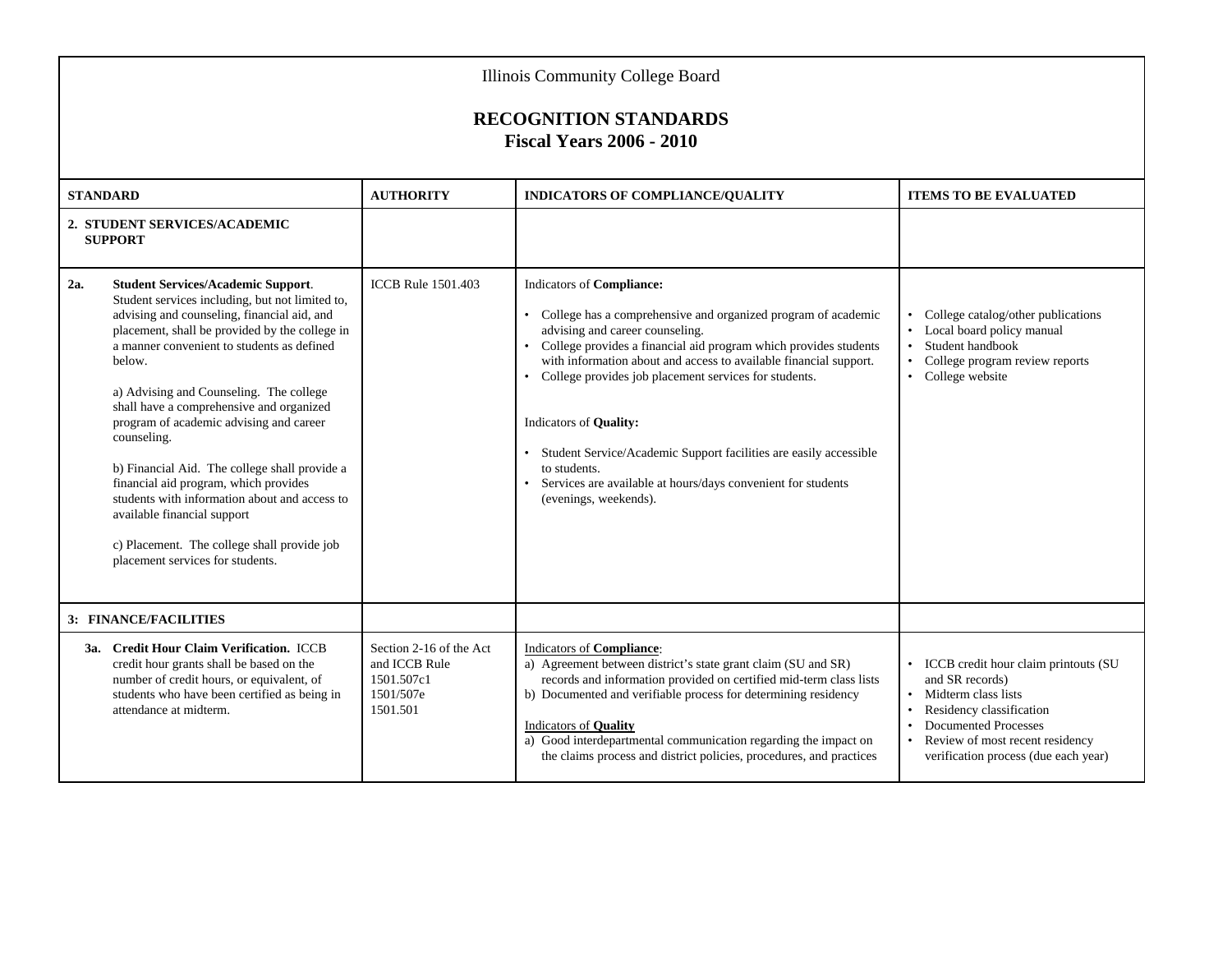Illinois Community College Board

## RECOGNITION STANDARDS
## Fiscal Years 2006 - 2010

| STANDARD | AUTHORITY | INDICATORS OF COMPLIANCE/QUALITY | ITEMS TO BE EVALUATED |
|---|---|---|---|
| **2. STUDENT SERVICES/ACADEMIC SUPPORT** | | | |
| **2a. Student Services/Academic Support**. Student services including, but not limited to, advising and counseling, financial aid, and placement, shall be provided by the college in a manner convenient to students as defined below.<br><br>a) Advising and Counseling. The college shall have a comprehensive and organized program of academic advising and career counseling.<br><br>b) Financial Aid. The college shall provide a financial aid program, which provides students with information about and access to available financial support<br><br>c) Placement. The college shall provide job placement services for students. | ICCB Rule 1501.403 | Indicators of **Compliance:**<br><br>• College has a comprehensive and organized program of academic advising and career counseling.<br>• College provides a financial aid program which provides students with information about and access to available financial support.<br>• College provides job placement services for students.<br><br>Indicators of **Quality:**<br><br>• Student Service/Academic Support facilities are easily accessible to students.<br>• Services are available at hours/days convenient for students (evenings, weekends). | • College catalog/other publications<br>• Local board policy manual<br>• Student handbook<br>• College program review reports<br>• College website |
| **3: FINANCE/FACILITIES** | | | |
| **3a. Credit Hour Claim Verification.** ICCB credit hour grants shall be based on the number of credit hours, or equivalent, of students who have been certified as being in attendance at midterm. | Section 2-16 of the Act and ICCB Rule 1501.507c1<br>1501/507e<br>1501.501 | Indicators of **Compliance**:<br>a) Agreement between district's state grant claim (SU and SR) records and information provided on certified mid-term class lists<br>b) Documented and verifiable process for determining residency<br><br>Indicators of **Quality**<br>a) Good interdepartmental communication regarding the impact on the claims process and district policies, procedures, and practices | • ICCB credit hour claim printouts (SU and SR records)<br>• Midterm class lists<br>• Residency classification<br>• Documented Processes<br>• Review of most recent residency verification process (due each year) |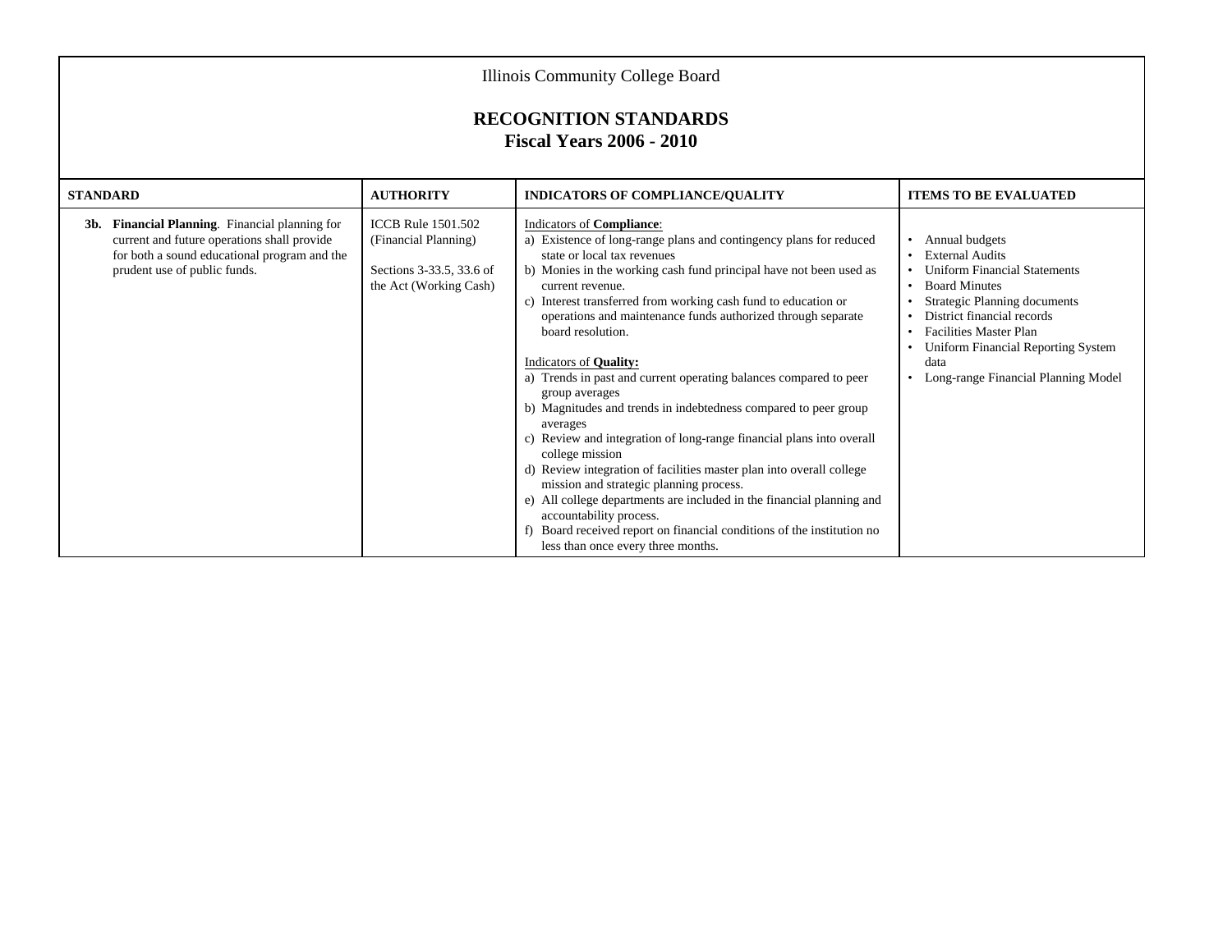Illinois Community College Board

# RECOGNITION STANDARDS
## Fiscal Years 2006 - 2010

| STANDARD | AUTHORITY | INDICATORS OF COMPLIANCE/QUALITY | ITEMS TO BE EVALUATED |
|---|---|---|---|
| **3b. Financial Planning**. Financial planning for current and future operations shall provide for both a sound educational program and the prudent use of public funds. | ICCB Rule 1501.502 (Financial Planning)<br><br>Sections 3-33.5, 33.6 of the Act (Working Cash) | Indicators of **Compliance**:<br>a) Existence of long-range plans and contingency plans for reduced state or local tax revenues<br>b) Monies in the working cash fund principal have not been used as current revenue.<br>c) Interest transferred from working cash fund to education or operations and maintenance funds authorized through separate board resolution.<br><br>Indicators of **Quality:**<br>a) Trends in past and current operating balances compared to peer group averages<br>b) Magnitudes and trends in indebtedness compared to peer group averages<br>c) Review and integration of long-range financial plans into overall college mission<br>d) Review integration of facilities master plan into overall college mission and strategic planning process.<br>e) All college departments are included in the financial planning and accountability process.<br>f) Board received report on financial conditions of the institution no less than once every three months. | • Annual budgets<br>• External Audits<br>• Uniform Financial Statements<br>• Board Minutes<br>• Strategic Planning documents<br>• District financial records<br>• Facilities Master Plan<br>• Uniform Financial Reporting System data<br>• Long-range Financial Planning Model |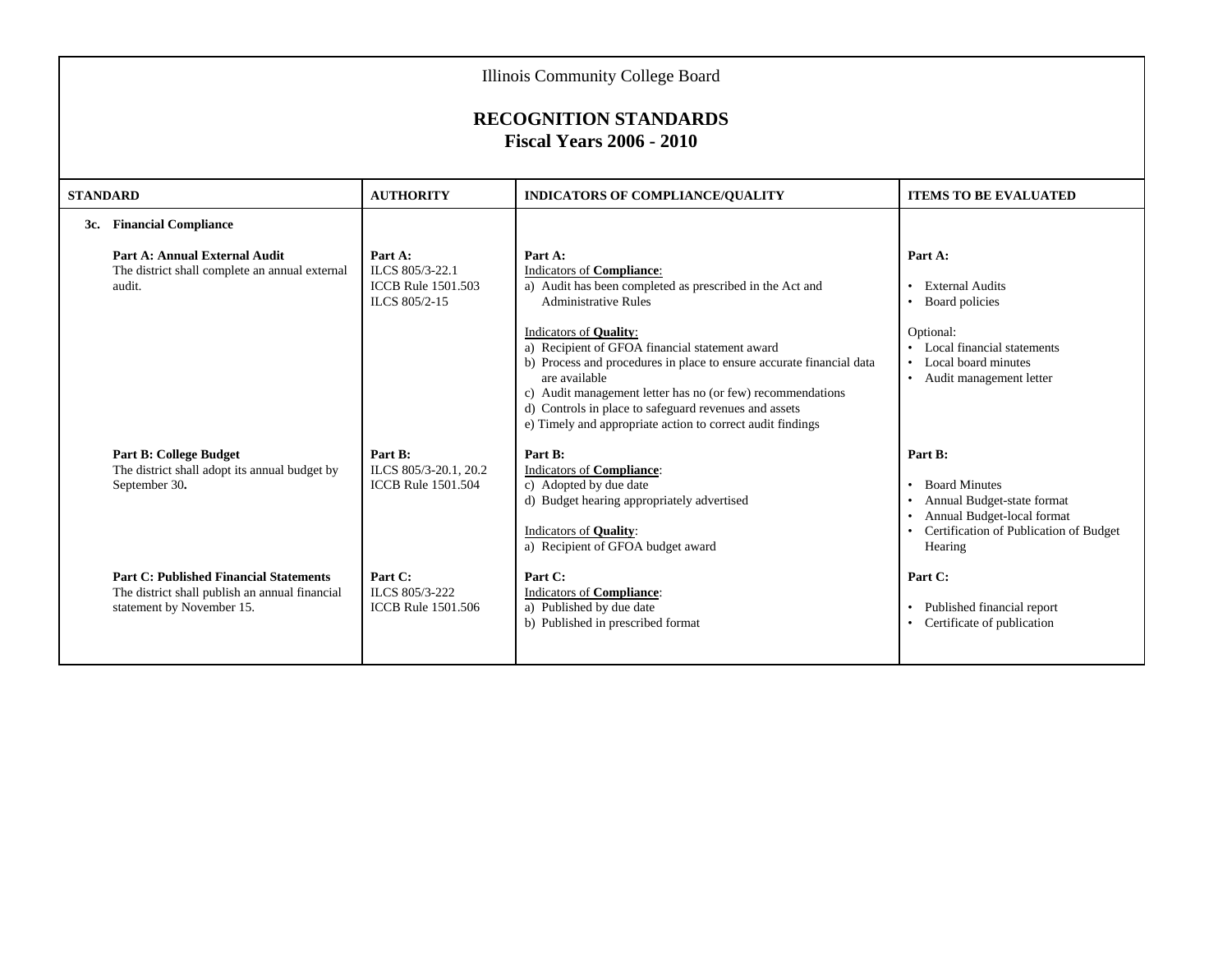Illinois Community College Board

## RECOGNITION STANDARDS
## Fiscal Years 2006 - 2010

| STANDARD | AUTHORITY | INDICATORS OF COMPLIANCE/QUALITY | ITEMS TO BE EVALUATED |
|---|---|---|---|
| **3c. Financial Compliance** | | | |
| **Part A: Annual External Audit**<br>The district shall complete an annual external audit. | **Part A:**<br>ILCS 805/3-22.1<br>ICCB Rule 1501.503<br>ILCS 805/2-15 | **Part A:**<br>Indicators of **Compliance**:<br>a) Audit has been completed as prescribed in the Act and Administrative Rules<br><br>Indicators of **Quality**:<br>a) Recipient of GFOA financial statement award<br>b) Process and procedures in place to ensure accurate financial data are available<br>c) Audit management letter has no (or few) recommendations<br>d) Controls in place to safeguard revenues and assets<br>e) Timely and appropriate action to correct audit findings | **Part A:**<br>• External Audits<br>• Board policies<br><br>Optional:<br>• Local financial statements<br>• Local board minutes<br>• Audit management letter |
| **Part B: College Budget**<br>The district shall adopt its annual budget by September 30**.** | **Part B:**<br>ILCS 805/3-20.1, 20.2<br>ICCB Rule 1501.504 | **Part B:**<br>Indicators of **Compliance**:<br>c) Adopted by due date<br>d) Budget hearing appropriately advertised<br><br>Indicators of **Quality**:<br>a) Recipient of GFOA budget award | **Part B:**<br>• Board Minutes<br>• Annual Budget-state format<br>• Annual Budget-local format<br>• Certification of Publication of Budget Hearing |
| **Part C: Published Financial Statements**<br>The district shall publish an annual financial statement by November 15. | **Part C:**<br>ILCS 805/3-222<br>ICCB Rule 1501.506 | **Part C:**<br>Indicators of **Compliance**:<br>a) Published by due date<br>b) Published in prescribed format | **Part C:**<br>• Published financial report<br>• Certificate of publication |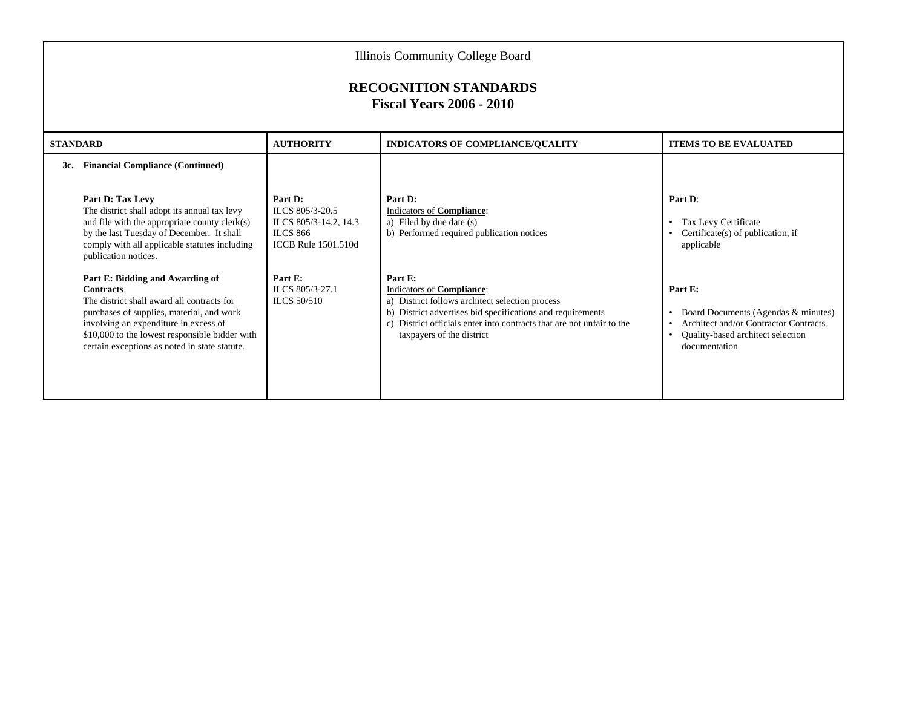Illinois Community College Board

# RECOGNITION STANDARDS
## Fiscal Years 2006 - 2010

| STANDARD | AUTHORITY | INDICATORS OF COMPLIANCE/QUALITY | ITEMS TO BE EVALUATED |
|---|---|---|---|
| **3c. Financial Compliance (Continued)** | | | |
| **Part D: Tax Levy**<br>The district shall adopt its annual tax levy and file with the appropriate county clerk(s) by the last Tuesday of December. It shall comply with all applicable statutes including publication notices. | **Part D:**<br>ILCS 805/3-20.5<br>ILCS 805/3-14.2, 14.3<br>ILCS 866<br>ICCB Rule 1501.510d | **Part D:**<br>Indicators of **Compliance**:<br>a) Filed by due date (s)<br>b) Performed required publication notices | **Part D**:<br>• Tax Levy Certificate<br>• Certificate(s) of publication, if applicable |
| **Part E: Bidding and Awarding of Contracts**<br>The district shall award all contracts for purchases of supplies, material, and work involving an expenditure in excess of $10,000 to the lowest responsible bidder with certain exceptions as noted in state statute. | **Part E:**<br>ILCS 805/3-27.1<br>ILCS 50/510 | **Part E:**<br>Indicators of **Compliance**:<br>a) District follows architect selection process<br>b) District advertises bid specifications and requirements<br>c) District officials enter into contracts that are not unfair to the taxpayers of the district | **Part E:**<br>• Board Documents (Agendas & minutes)<br>• Architect and/or Contractor Contracts<br>• Quality-based architect selection documentation |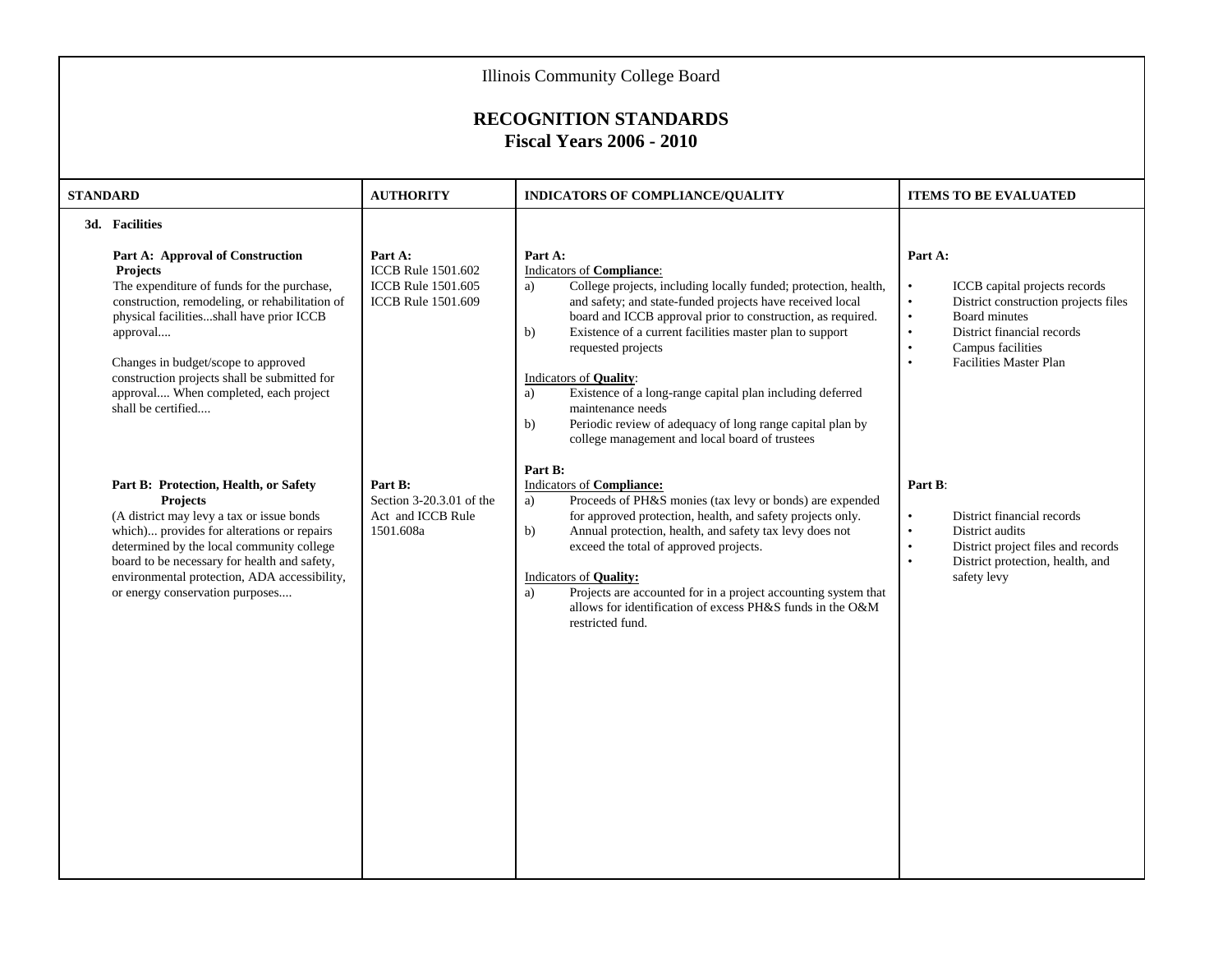Illinois Community College Board

## RECOGNITION STANDARDS
## Fiscal Years 2006 - 2010

| STANDARD | AUTHORITY | INDICATORS OF COMPLIANCE/QUALITY | ITEMS TO BE EVALUATED |
|---|---|---|---|
| **3d. Facilities**<br><br>**Part A: Approval of Construction Projects**<br>The expenditure of funds for the purchase, construction, remodeling, or rehabilitation of physical facilities...shall have prior ICCB approval....<br><br>Changes in budget/scope to approved construction projects shall be submitted for approval.... When completed, each project shall be certified.... | **Part A:**<br>ICCB Rule 1501.602<br>ICCB Rule 1501.605<br>ICCB Rule 1501.609 | **Part A:**<br>Indicators of **Compliance**:<br>a) College projects, including locally funded; protection, health, and safety; and state-funded projects have received local board and ICCB approval prior to construction, as required.<br>b) Existence of a current facilities master plan to support requested projects<br><br>Indicators of **Quality**:<br>a) Existence of a long-range capital plan including deferred maintenance needs<br>b) Periodic review of adequacy of long range capital plan by college management and local board of trustees | **Part A:**<br>• ICCB capital projects records<br>• District construction projects files<br>• Board minutes<br>• District financial records<br>• Campus facilities<br>• Facilities Master Plan |
| **Part B: Protection, Health, or Safety Projects**<br>(A district may levy a tax or issue bonds which)... provides for alterations or repairs determined by the local community college board to be necessary for health and safety, environmental protection, ADA accessibility, or energy conservation purposes.... | **Part B:**<br>Section 3-20.3.01 of the Act and ICCB Rule 1501.608a | **Part B:**<br>Indicators of **Compliance:**<br>a) Proceeds of PH&S monies (tax levy or bonds) are expended for approved protection, health, and safety projects only.<br>b) Annual protection, health, and safety tax levy does not exceed the total of approved projects.<br><br>Indicators of **Quality:**<br>a) Projects are accounted for in a project accounting system that allows for identification of excess PH&S funds in the O&M restricted fund. | **Part B**:<br>• District financial records<br>• District audits<br>• District project files and records<br>• District protection, health, and safety levy |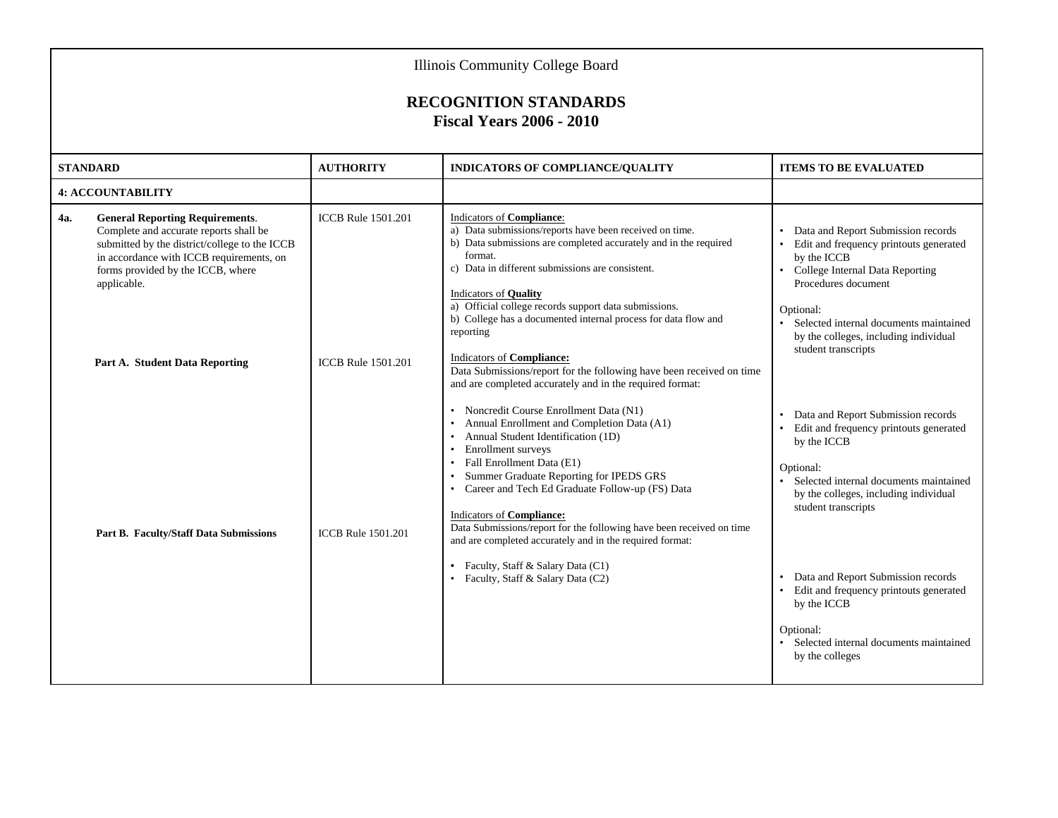Illinois Community College Board

## RECOGNITION STANDARDS
## Fiscal Years 2006 - 2010

| STANDARD | AUTHORITY | INDICATORS OF COMPLIANCE/QUALITY | ITEMS TO BE EVALUATED |
|---|---|---|---|
| **4: ACCOUNTABILITY** | | | |
| **4a. General Reporting Requirements**. Complete and accurate reports shall be submitted by the district/college to the ICCB in accordance with ICCB requirements, on forms provided by the ICCB, where applicable. | ICCB Rule 1501.201 | Indicators of **Compliance**:<br>a) Data submissions/reports have been received on time.<br>b) Data submissions are completed accurately and in the required format.<br>c) Data in different submissions are consistent.<br><br>Indicators of **Quality**<br>a) Official college records support data submissions.<br>b) College has a documented internal process for data flow and reporting | • Data and Report Submission records<br>• Edit and frequency printouts generated by the ICCB<br>• College Internal Data Reporting Procedures document<br><br>Optional:<br>• Selected internal documents maintained by the colleges, including individual student transcripts |
| **Part A. Student Data Reporting** | ICCB Rule 1501.201 | Indicators of **Compliance:**<br>Data Submissions/report for the following have been received on time and are completed accurately and in the required format:<br><br>• Noncredit Course Enrollment Data (N1)<br>• Annual Enrollment and Completion Data (A1)<br>• Annual Student Identification (1D)<br>• Enrollment surveys<br>• Fall Enrollment Data (E1)<br>• Summer Graduate Reporting for IPEDS GRS<br>• Career and Tech Ed Graduate Follow-up (FS) Data | • Data and Report Submission records<br>• Edit and frequency printouts generated by the ICCB<br><br>Optional:<br>• Selected internal documents maintained by the colleges, including individual student transcripts |
| **Part B. Faculty/Staff Data Submissions** | ICCB Rule 1501.201 | Indicators of **Compliance:**<br>Data Submissions/report for the following have been received on time and are completed accurately and in the required format:<br><br>• Faculty, Staff & Salary Data (C1)<br>• Faculty, Staff & Salary Data (C2) | • Data and Report Submission records<br>• Edit and frequency printouts generated by the ICCB<br><br>Optional:<br>• Selected internal documents maintained by the colleges |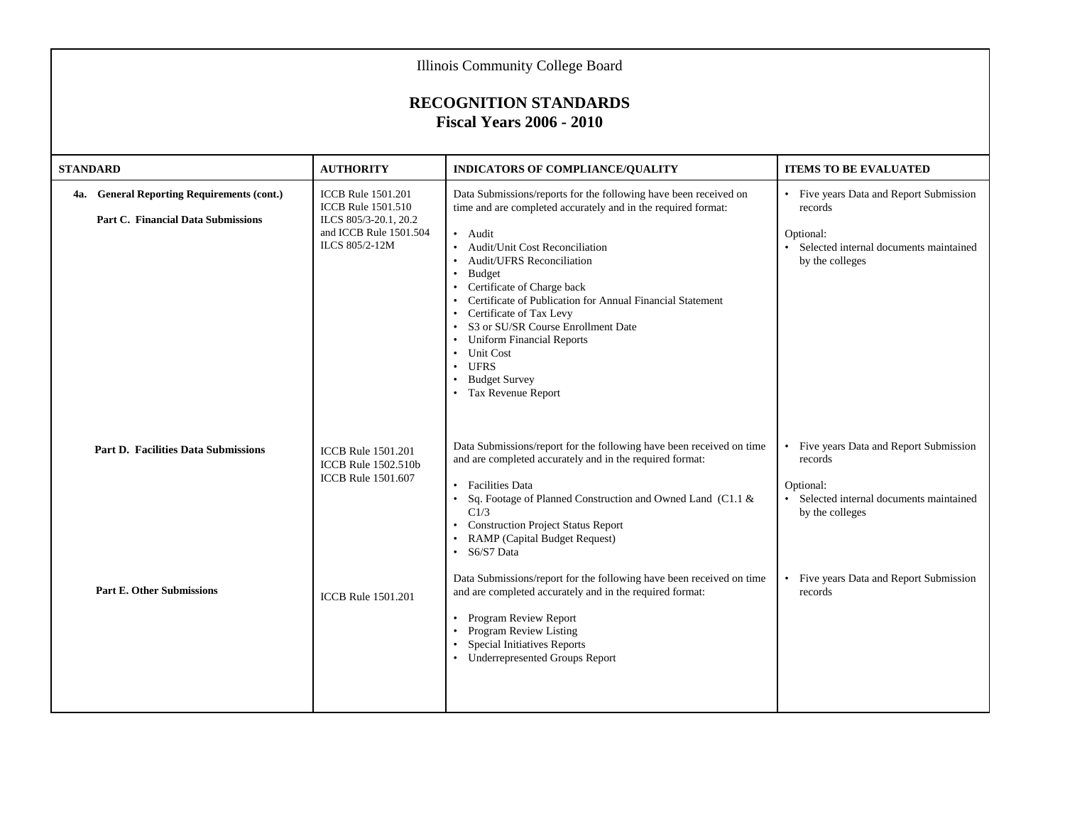Illinois Community College Board

# RECOGNITION STANDARDS
## Fiscal Years 2006 - 2010

| STANDARD | AUTHORITY | INDICATORS OF COMPLIANCE/QUALITY | ITEMS TO BE EVALUATED |
|---|---|---|---|
| **4a. General Reporting Requirements (cont.)**<br><br>**Part C. Financial Data Submissions** | ICCB Rule 1501.201<br>ICCB Rule 1501.510<br>ILCS 805/3-20.1, 20.2 and ICCB Rule 1501.504<br>ILCS 805/2-12M | Data Submissions/reports for the following have been received on time and are completed accurately and in the required format:<br><br>• Audit<br>• Audit/Unit Cost Reconciliation<br>• Audit/UFRS Reconciliation<br>• Budget<br>• Certificate of Charge back<br>• Certificate of Publication for Annual Financial Statement<br>• Certificate of Tax Levy<br>• S3 or SU/SR Course Enrollment Date<br>• Uniform Financial Reports<br>• Unit Cost<br>• UFRS<br>• Budget Survey<br>• Tax Revenue Report | • Five years Data and Report Submission records<br><br>Optional:<br>• Selected internal documents maintained by the colleges |
| **Part D. Facilities Data Submissions** | ICCB Rule 1501.201<br>ICCB Rule 1502.510b<br>ICCB Rule 1501.607 | Data Submissions/report for the following have been received on time and are completed accurately and in the required format:<br><br>• Facilities Data<br>• Sq. Footage of Planned Construction and Owned Land (C1.1 & C1/3<br>• Construction Project Status Report<br>• RAMP (Capital Budget Request)<br>• S6/S7 Data | • Five years Data and Report Submission records<br><br>Optional:<br>• Selected internal documents maintained by the colleges |
| **Part E. Other Submissions** | ICCB Rule 1501.201 | Data Submissions/report for the following have been received on time and are completed accurately and in the required format:<br><br>• Program Review Report<br>• Program Review Listing<br>• Special Initiatives Reports<br>• Underrepresented Groups Report | • Five years Data and Report Submission records |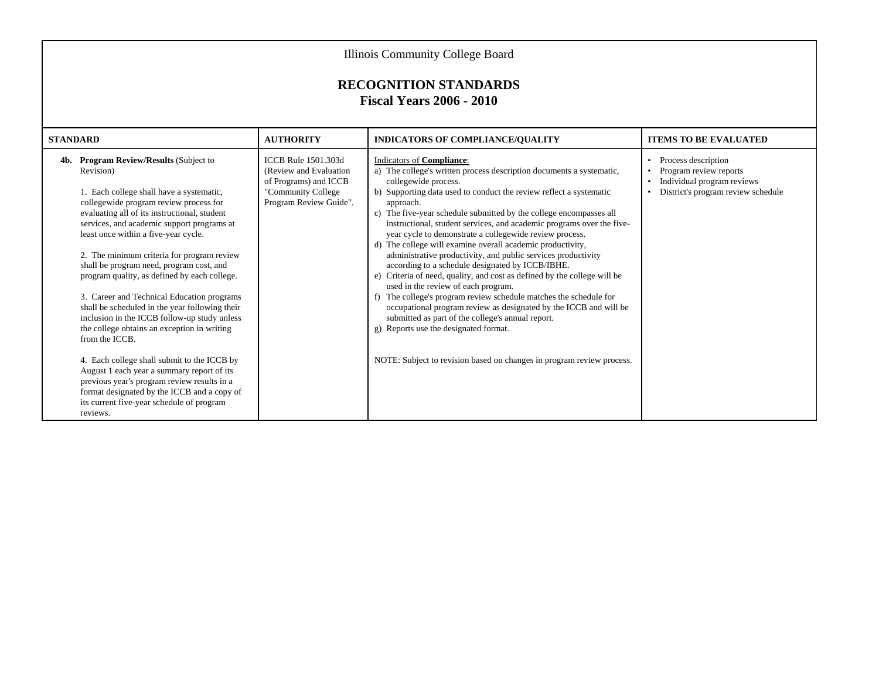Illinois Community College Board

# RECOGNITION STANDARDS
## Fiscal Years 2006 - 2010

| STANDARD | AUTHORITY | INDICATORS OF COMPLIANCE/QUALITY | ITEMS TO BE EVALUATED |
|---|---|---|---|
| **4b. Program Review/Results** (Subject to Revision)<br><br>1. Each college shall have a systematic, collegewide program review process for evaluating all of its instructional, student services, and academic support programs at least once within a five-year cycle.<br><br>2. The minimum criteria for program review shall be program need, program cost, and program quality, as defined by each college.<br><br>3. Career and Technical Education programs shall be scheduled in the year following their inclusion in the ICCB follow-up study unless the college obtains an exception in writing from the ICCB.<br><br>4. Each college shall submit to the ICCB by August 1 each year a summary report of its previous year's program review results in a format designated by the ICCB and a copy of its current five-year schedule of program reviews. | ICCB Rule 1501.303d (Review and Evaluation of Programs) and ICCB "Community College Program Review Guide". | Indicators of **Compliance**:<br>a) The college's written process description documents a systematic, collegewide process.<br>b) Supporting data used to conduct the review reflect a systematic approach.<br>c) The five-year schedule submitted by the college encompasses all instructional, student services, and academic programs over the five-year cycle to demonstrate a collegewide review process.<br>d) The college will examine overall academic productivity, administrative productivity, and public services productivity according to a schedule designated by ICCB/IBHE.<br>e) Criteria of need, quality, and cost as defined by the college will be used in the review of each program.<br>f) The college's program review schedule matches the schedule for occupational program review as designated by the ICCB and will be submitted as part of the college's annual report.<br>g) Reports use the designated format.<br><br>NOTE: Subject to revision based on changes in program review process. | • Process description<br>• Program review reports<br>• Individual program reviews<br>• District's program review schedule |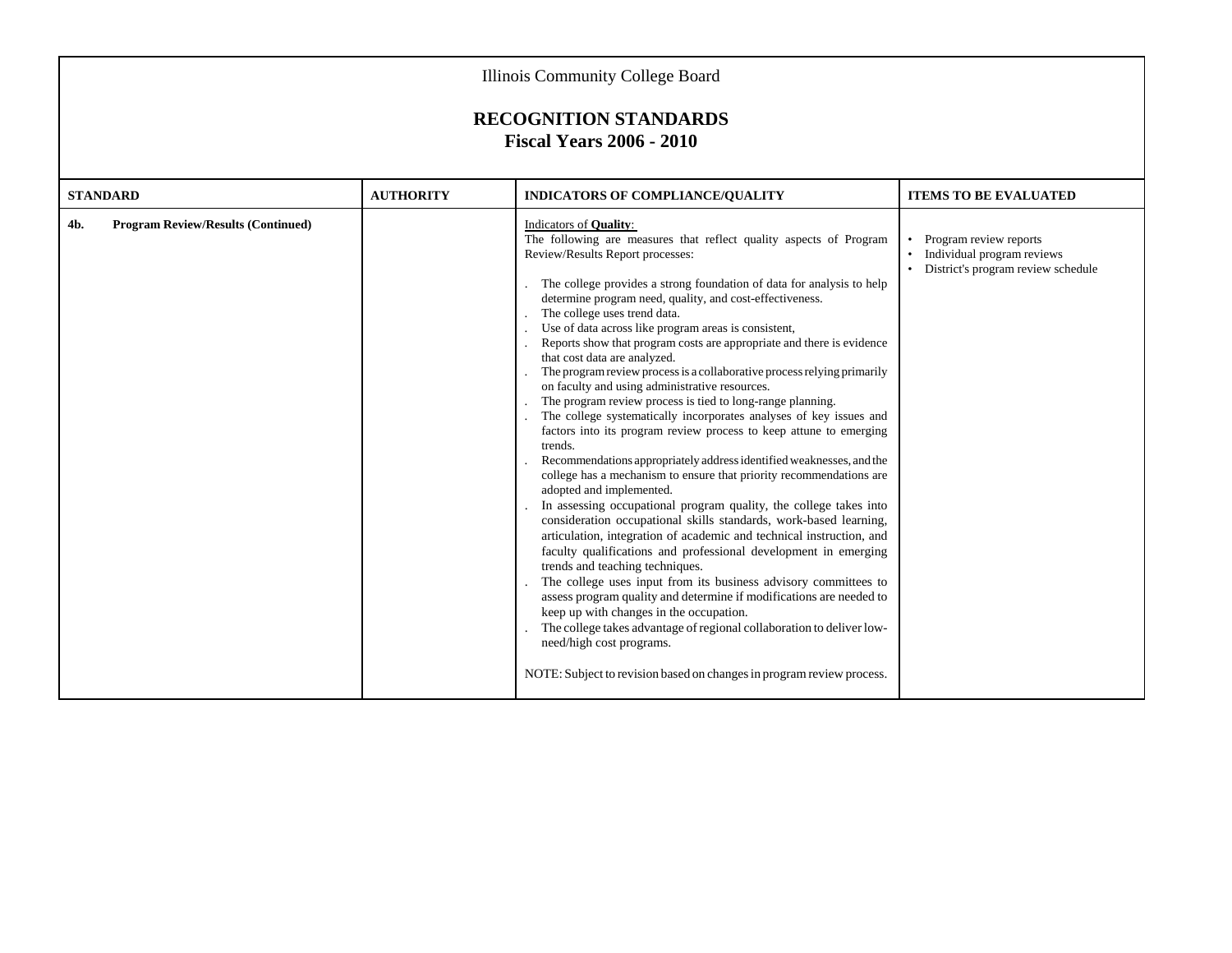Illinois Community College Board

# RECOGNITION STANDARDS
## Fiscal Years 2006 - 2010

| STANDARD | AUTHORITY | INDICATORS OF COMPLIANCE/QUALITY | ITEMS TO BE EVALUATED |
|---|---|---|---|
| **4b. Program Review/Results (Continued)** | | Indicators of **Quality**:<br>The following are measures that reflect quality aspects of Program Review/Results Report processes:<br><br>. The college provides a strong foundation of data for analysis to help determine program need, quality, and cost-effectiveness.<br>. The college uses trend data.<br>. Use of data across like program areas is consistent,<br>. Reports show that program costs are appropriate and there is evidence that cost data are analyzed.<br>. The program review process is a collaborative process relying primarily on faculty and using administrative resources.<br>. The program review process is tied to long-range planning.<br>. The college systematically incorporates analyses of key issues and factors into its program review process to keep attune to emerging trends.<br>. Recommendations appropriately address identified weaknesses, and the college has a mechanism to ensure that priority recommendations are adopted and implemented.<br>. In assessing occupational program quality, the college takes into consideration occupational skills standards, work-based learning, articulation, integration of academic and technical instruction, and faculty qualifications and professional development in emerging trends and teaching techniques.<br>. The college uses input from its business advisory committees to assess program quality and determine if modifications are needed to keep up with changes in the occupation.<br>. The college takes advantage of regional collaboration to deliver low-need/high cost programs.<br><br>NOTE: Subject to revision based on changes in program review process. | • Program review reports<br>• Individual program reviews<br>• District's program review schedule |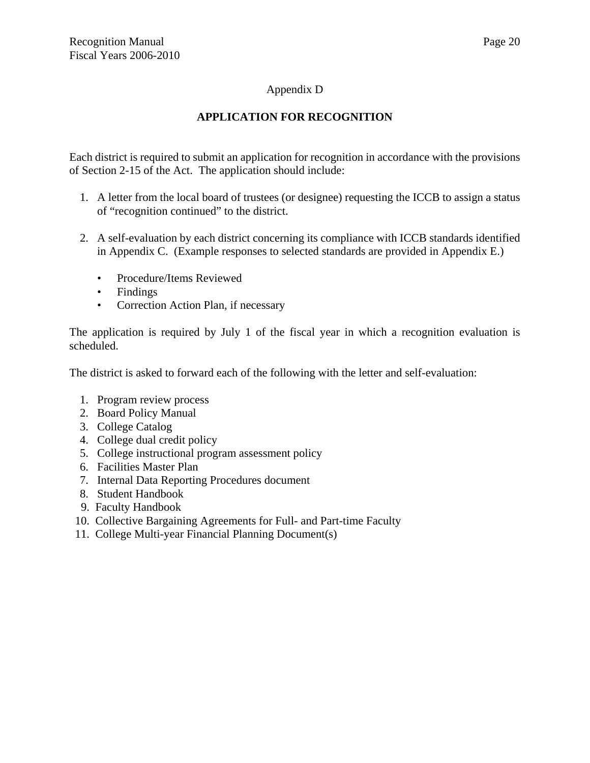Appendix D

## APPLICATION FOR RECOGNITION

Each district is required to submit an application for recognition in accordance with the provisions of Section 2-15 of the Act. The application should include:

1. A letter from the local board of trustees (or designee) requesting the ICCB to assign a status of "recognition continued" to the district.

2. A self-evaluation by each district concerning its compliance with ICCB standards identified in Appendix C. (Example responses to selected standards are provided in Appendix E.)

   - Procedure/Items Reviewed
   - Findings
   - Correction Action Plan, if necessary

The application is required by July 1 of the fiscal year in which a recognition evaluation is scheduled.

The district is asked to forward each of the following with the letter and self-evaluation:

1. Program review process
2. Board Policy Manual
3. College Catalog
4. College dual credit policy
5. College instructional program assessment policy
6. Facilities Master Plan
7. Internal Data Reporting Procedures document
8. Student Handbook
9. Faculty Handbook
10. Collective Bargaining Agreements for Full- and Part-time Faculty
11. College Multi-year Financial Planning Document(s)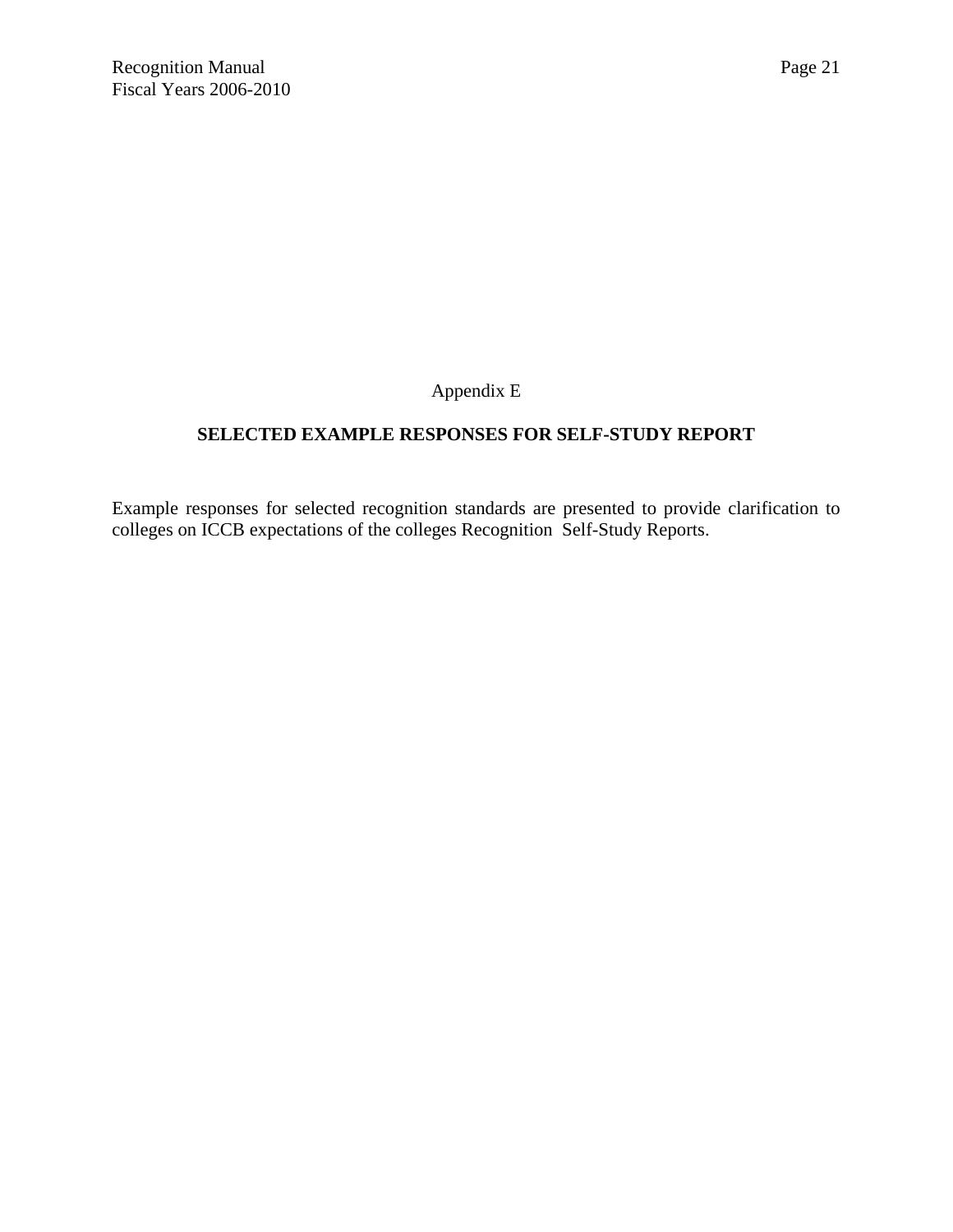Appendix E

## SELECTED EXAMPLE RESPONSES FOR SELF-STUDY REPORT

Example responses for selected recognition standards are presented to provide clarification to colleges on ICCB expectations of the colleges Recognition Self-Study Reports.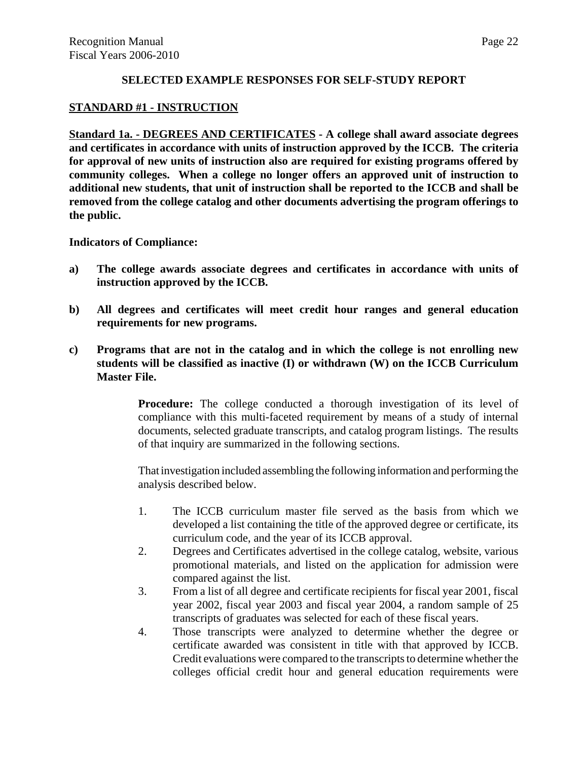## SELECTED EXAMPLE RESPONSES FOR SELF-STUDY REPORT

### STANDARD #1 - INSTRUCTION

**Standard 1a. - DEGREES AND CERTIFICATES - A college shall award associate degrees and certificates in accordance with units of instruction approved by the ICCB. The criteria for approval of new units of instruction also are required for existing programs offered by community colleges. When a college no longer offers an approved unit of instruction to additional new students, that unit of instruction shall be reported to the ICCB and shall be removed from the college catalog and other documents advertising the program offerings to the public.**

**Indicators of Compliance:**

**a) The college awards associate degrees and certificates in accordance with units of instruction approved by the ICCB.**

**b) All degrees and certificates will meet credit hour ranges and general education requirements for new programs.**

**c) Programs that are not in the catalog and in which the college is not enrolling new students will be classified as inactive (I) or withdrawn (W) on the ICCB Curriculum Master File.**

**Procedure:** The college conducted a thorough investigation of its level of compliance with this multi-faceted requirement by means of a study of internal documents, selected graduate transcripts, and catalog program listings. The results of that inquiry are summarized in the following sections.

That investigation included assembling the following information and performing the analysis described below.

1. The ICCB curriculum master file served as the basis from which we developed a list containing the title of the approved degree or certificate, its curriculum code, and the year of its ICCB approval.
2. Degrees and Certificates advertised in the college catalog, website, various promotional materials, and listed on the application for admission were compared against the list.
3. From a list of all degree and certificate recipients for fiscal year 2001, fiscal year 2002, fiscal year 2003 and fiscal year 2004, a random sample of 25 transcripts of graduates was selected for each of these fiscal years.
4. Those transcripts were analyzed to determine whether the degree or certificate awarded was consistent in title with that approved by ICCB. Credit evaluations were compared to the transcripts to determine whether the colleges official credit hour and general education requirements were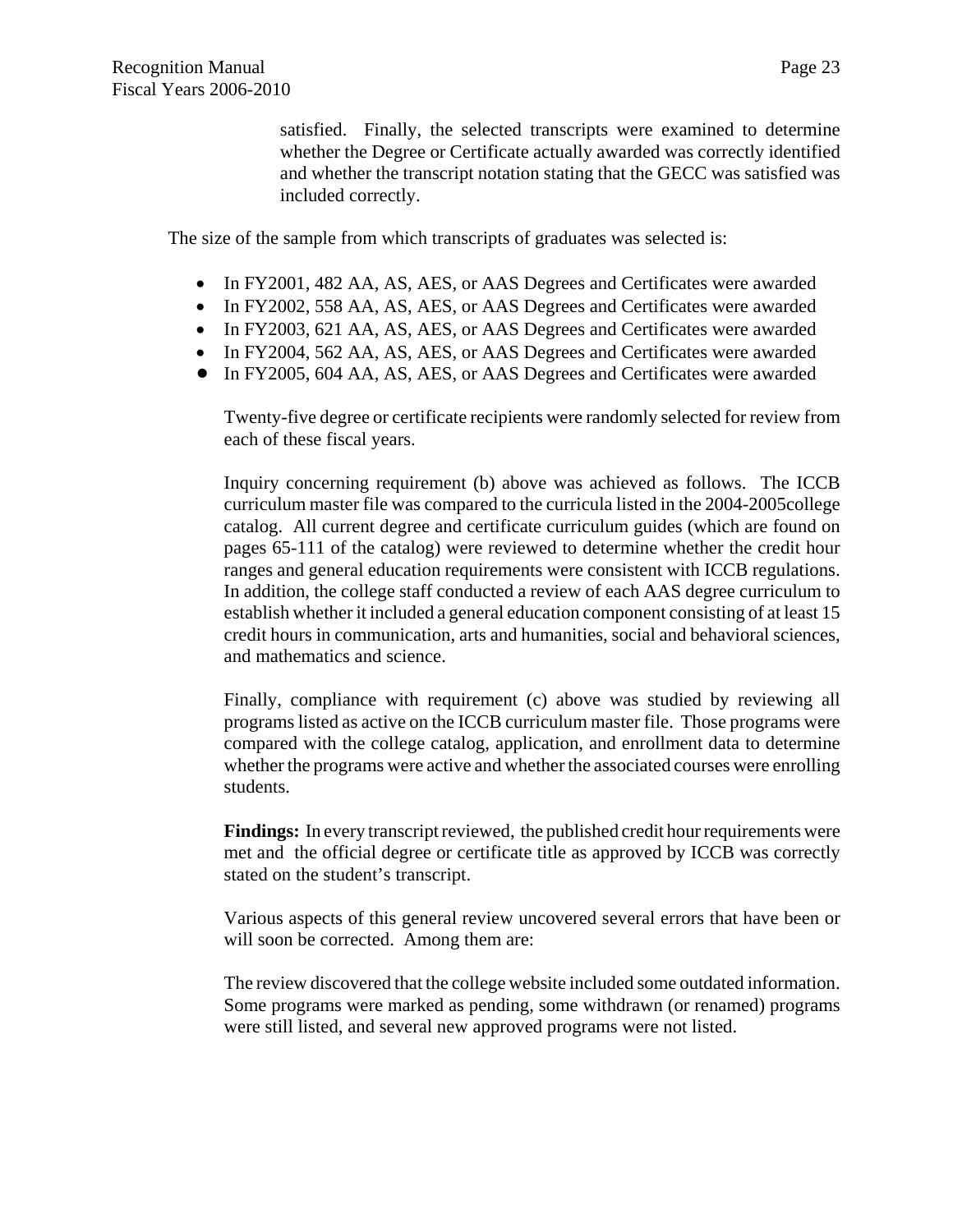satisfied. Finally, the selected transcripts were examined to determine whether the Degree or Certificate actually awarded was correctly identified and whether the transcript notation stating that the GECC was satisfied was included correctly.

The size of the sample from which transcripts of graduates was selected is:

- In FY2001, 482 AA, AS, AES, or AAS Degrees and Certificates were awarded
- In FY2002, 558 AA, AS, AES, or AAS Degrees and Certificates were awarded
- In FY2003, 621 AA, AS, AES, or AAS Degrees and Certificates were awarded
- In FY2004, 562 AA, AS, AES, or AAS Degrees and Certificates were awarded
- In FY2005, 604 AA, AS, AES, or AAS Degrees and Certificates were awarded

Twenty-five degree or certificate recipients were randomly selected for review from each of these fiscal years.

Inquiry concerning requirement (b) above was achieved as follows. The ICCB curriculum master file was compared to the curricula listed in the 2004-2005college catalog. All current degree and certificate curriculum guides (which are found on pages 65-111 of the catalog) were reviewed to determine whether the credit hour ranges and general education requirements were consistent with ICCB regulations. In addition, the college staff conducted a review of each AAS degree curriculum to establish whether it included a general education component consisting of at least 15 credit hours in communication, arts and humanities, social and behavioral sciences, and mathematics and science.

Finally, compliance with requirement (c) above was studied by reviewing all programs listed as active on the ICCB curriculum master file. Those programs were compared with the college catalog, application, and enrollment data to determine whether the programs were active and whether the associated courses were enrolling students.

**Findings:** In every transcript reviewed, the published credit hour requirements were met and the official degree or certificate title as approved by ICCB was correctly stated on the student's transcript.

Various aspects of this general review uncovered several errors that have been or will soon be corrected. Among them are:

The review discovered that the college website included some outdated information. Some programs were marked as pending, some withdrawn (or renamed) programs were still listed, and several new approved programs were not listed.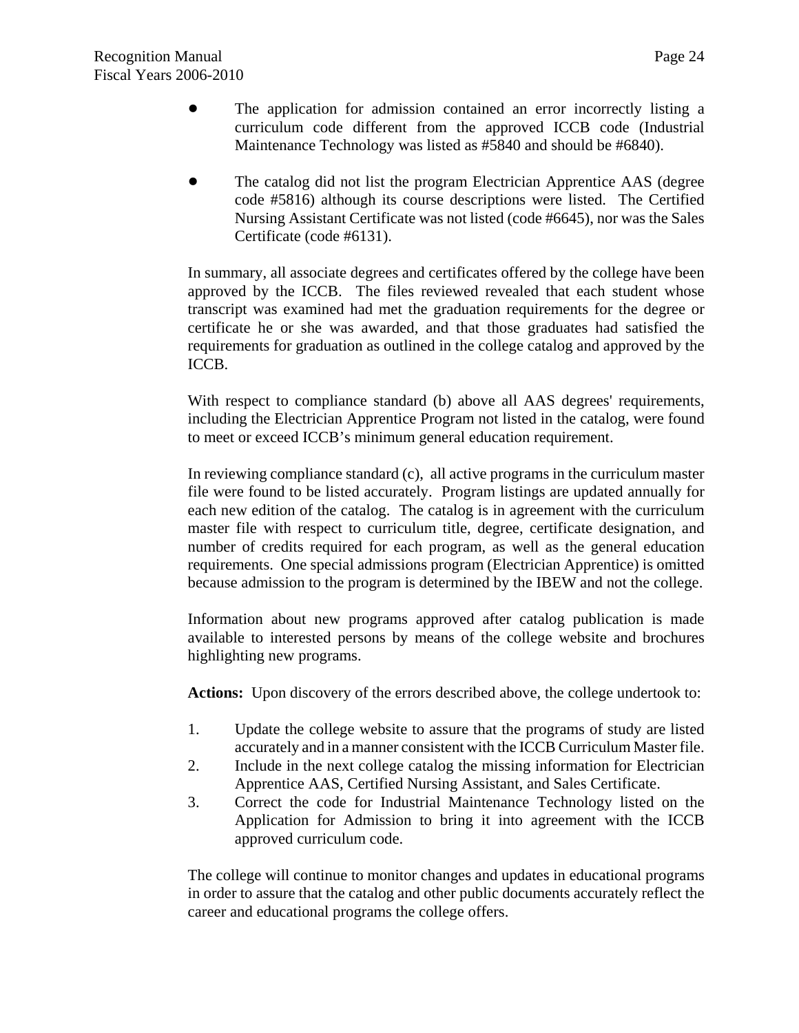- The application for admission contained an error incorrectly listing a curriculum code different from the approved ICCB code (Industrial Maintenance Technology was listed as #5840 and should be #6840).

- The catalog did not list the program Electrician Apprentice AAS (degree code #5816) although its course descriptions were listed. The Certified Nursing Assistant Certificate was not listed (code #6645), nor was the Sales Certificate (code #6131).

In summary, all associate degrees and certificates offered by the college have been approved by the ICCB. The files reviewed revealed that each student whose transcript was examined had met the graduation requirements for the degree or certificate he or she was awarded, and that those graduates had satisfied the requirements for graduation as outlined in the college catalog and approved by the ICCB.

With respect to compliance standard (b) above all AAS degrees' requirements, including the Electrician Apprentice Program not listed in the catalog, were found to meet or exceed ICCB's minimum general education requirement.

In reviewing compliance standard (c), all active programs in the curriculum master file were found to be listed accurately. Program listings are updated annually for each new edition of the catalog. The catalog is in agreement with the curriculum master file with respect to curriculum title, degree, certificate designation, and number of credits required for each program, as well as the general education requirements. One special admissions program (Electrician Apprentice) is omitted because admission to the program is determined by the IBEW and not the college.

Information about new programs approved after catalog publication is made available to interested persons by means of the college website and brochures highlighting new programs.

**Actions:** Upon discovery of the errors described above, the college undertook to:

1. Update the college website to assure that the programs of study are listed accurately and in a manner consistent with the ICCB Curriculum Master file.
2. Include in the next college catalog the missing information for Electrician Apprentice AAS, Certified Nursing Assistant, and Sales Certificate.
3. Correct the code for Industrial Maintenance Technology listed on the Application for Admission to bring it into agreement with the ICCB approved curriculum code.

The college will continue to monitor changes and updates in educational programs in order to assure that the catalog and other public documents accurately reflect the career and educational programs the college offers.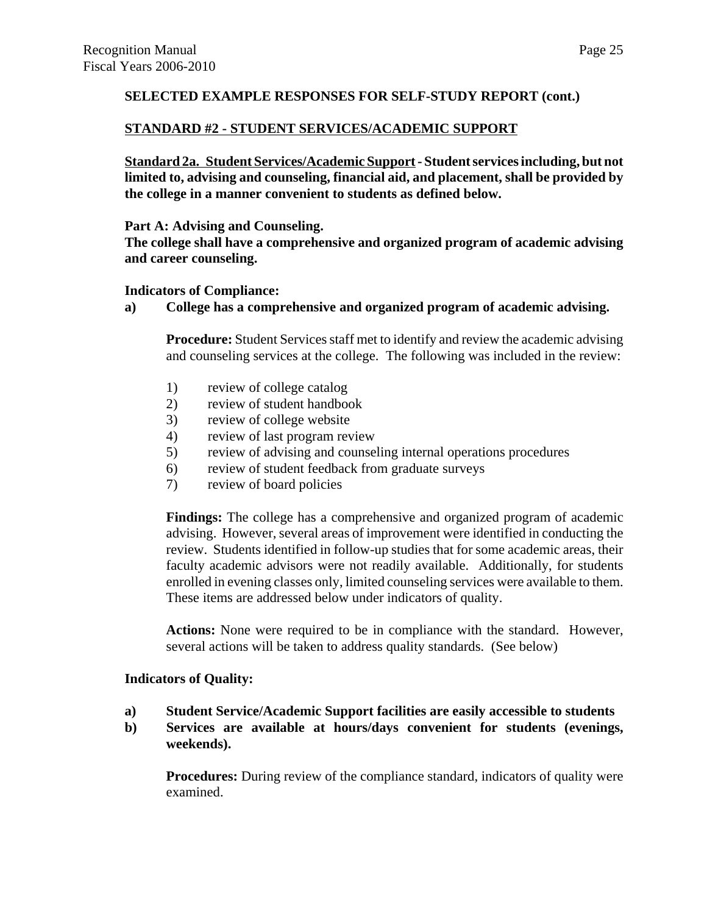**SELECTED EXAMPLE RESPONSES FOR SELF-STUDY REPORT (cont.)**

## STANDARD #2 - STUDENT SERVICES/ACADEMIC SUPPORT

**Standard 2a. Student Services/Academic Support - Student services including, but not limited to, advising and counseling, financial aid, and placement, shall be provided by the college in a manner convenient to students as defined below.**

**Part A: Advising and Counseling.**
**The college shall have a comprehensive and organized program of academic advising and career counseling.**

**Indicators of Compliance:**

**a) College has a comprehensive and organized program of academic advising.**

**Procedure:** Student Services staff met to identify and review the academic advising and counseling services at the college. The following was included in the review:

1) review of college catalog
2) review of student handbook
3) review of college website
4) review of last program review
5) review of advising and counseling internal operations procedures
6) review of student feedback from graduate surveys
7) review of board policies

**Findings:** The college has a comprehensive and organized program of academic advising. However, several areas of improvement were identified in conducting the review. Students identified in follow-up studies that for some academic areas, their faculty academic advisors were not readily available. Additionally, for students enrolled in evening classes only, limited counseling services were available to them. These items are addressed below under indicators of quality.

**Actions:** None were required to be in compliance with the standard. However, several actions will be taken to address quality standards. (See below)

**Indicators of Quality:**

**a) Student Service/Academic Support facilities are easily accessible to students**

**b) Services are available at hours/days convenient for students (evenings, weekends).**

**Procedures:** During review of the compliance standard, indicators of quality were examined.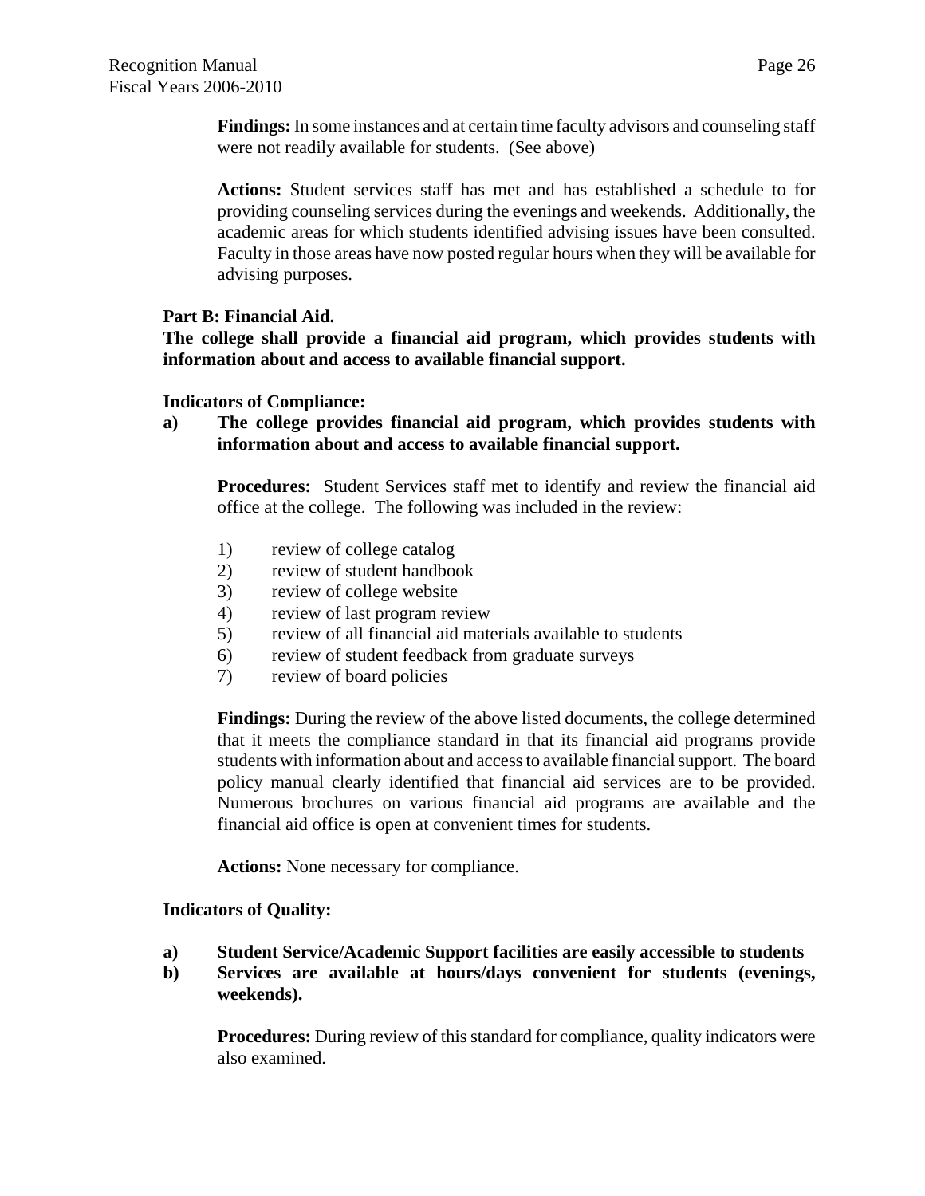**Findings:** In some instances and at certain time faculty advisors and counseling staff were not readily available for students. (See above)

**Actions:** Student services staff has met and has established a schedule to for providing counseling services during the evenings and weekends. Additionally, the academic areas for which students identified advising issues have been consulted. Faculty in those areas have now posted regular hours when they will be available for advising purposes.

**Part B: Financial Aid.**
**The college shall provide a financial aid program, which provides students with information about and access to available financial support.**

**Indicators of Compliance:**

**a) The college provides financial aid program, which provides students with information about and access to available financial support.**

**Procedures:** Student Services staff met to identify and review the financial aid office at the college. The following was included in the review:

1) review of college catalog
2) review of student handbook
3) review of college website
4) review of last program review
5) review of all financial aid materials available to students
6) review of student feedback from graduate surveys
7) review of board policies

**Findings:** During the review of the above listed documents, the college determined that it meets the compliance standard in that its financial aid programs provide students with information about and access to available financial support. The board policy manual clearly identified that financial aid services are to be provided. Numerous brochures on various financial aid programs are available and the financial aid office is open at convenient times for students.

**Actions:** None necessary for compliance.

**Indicators of Quality:**

**a) Student Service/Academic Support facilities are easily accessible to students**
**b) Services are available at hours/days convenient for students (evenings, weekends).**

**Procedures:** During review of this standard for compliance, quality indicators were also examined.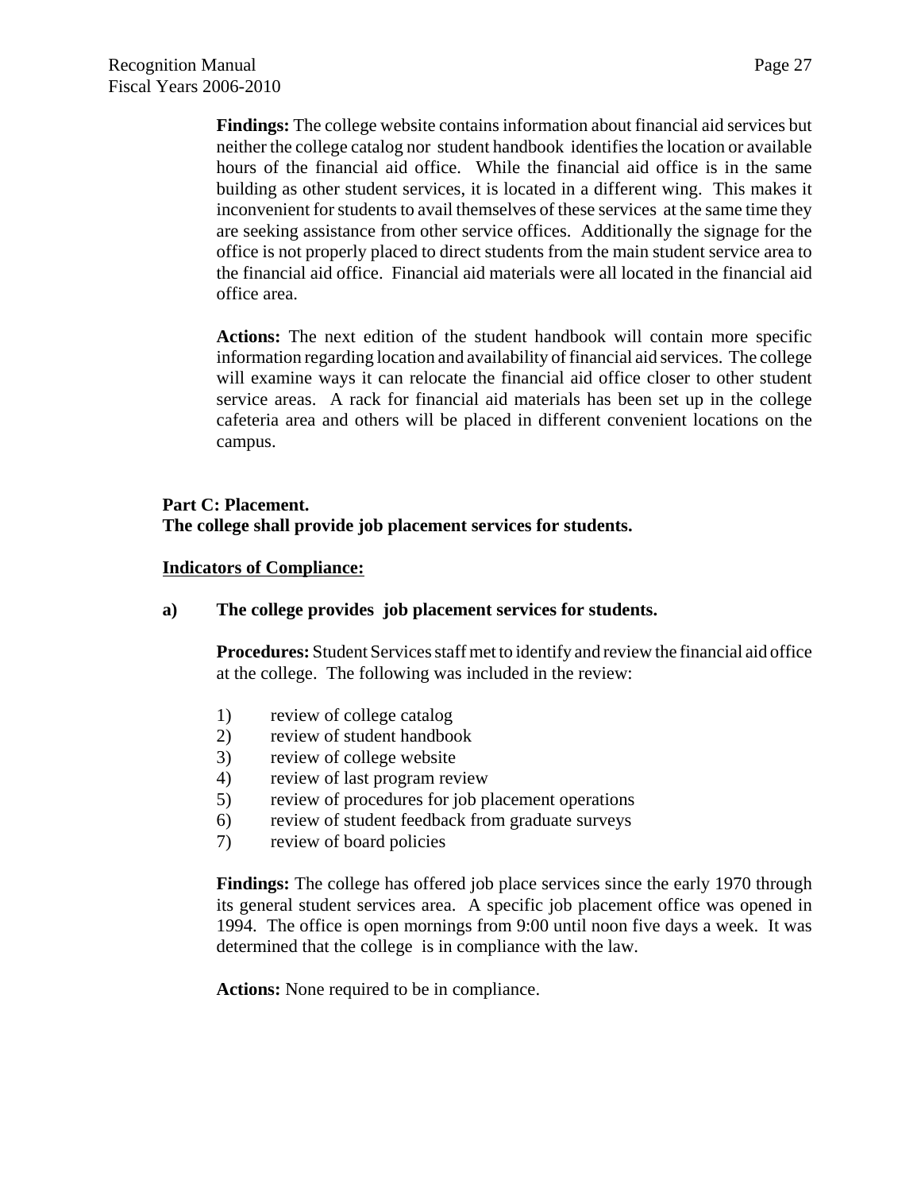**Findings:** The college website contains information about financial aid services but neither the college catalog nor student handbook identifies the location or available hours of the financial aid office. While the financial aid office is in the same building as other student services, it is located in a different wing. This makes it inconvenient for students to avail themselves of these services at the same time they are seeking assistance from other service offices. Additionally the signage for the office is not properly placed to direct students from the main student service area to the financial aid office. Financial aid materials were all located in the financial aid office area.

**Actions:** The next edition of the student handbook will contain more specific information regarding location and availability of financial aid services. The college will examine ways it can relocate the financial aid office closer to other student service areas. A rack for financial aid materials has been set up in the college cafeteria area and others will be placed in different convenient locations on the campus.

**Part C: Placement.**
**The college shall provide job placement services for students.**

**Indicators of Compliance:**

**a) The college provides job placement services for students.**

**Procedures:** Student Services staff met to identify and review the financial aid office at the college. The following was included in the review:

1) review of college catalog
2) review of student handbook
3) review of college website
4) review of last program review
5) review of procedures for job placement operations
6) review of student feedback from graduate surveys
7) review of board policies

**Findings:** The college has offered job place services since the early 1970 through its general student services area. A specific job placement office was opened in 1994. The office is open mornings from 9:00 until noon five days a week. It was determined that the college is in compliance with the law.

**Actions:** None required to be in compliance.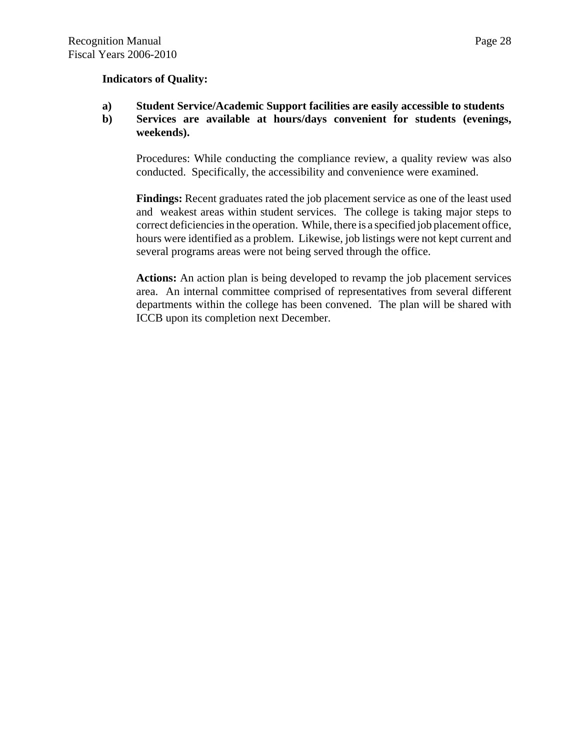**Indicators of Quality:**

**a) Student Service/Academic Support facilities are easily accessible to students**

**b) Services are available at hours/days convenient for students (evenings, weekends).**

Procedures: While conducting the compliance review, a quality review was also conducted. Specifically, the accessibility and convenience were examined.

**Findings:** Recent graduates rated the job placement service as one of the least used and weakest areas within student services. The college is taking major steps to correct deficiencies in the operation. While, there is a specified job placement office, hours were identified as a problem. Likewise, job listings were not kept current and several programs areas were not being served through the office.

**Actions:** An action plan is being developed to revamp the job placement services area. An internal committee comprised of representatives from several different departments within the college has been convened. The plan will be shared with ICCB upon its completion next December.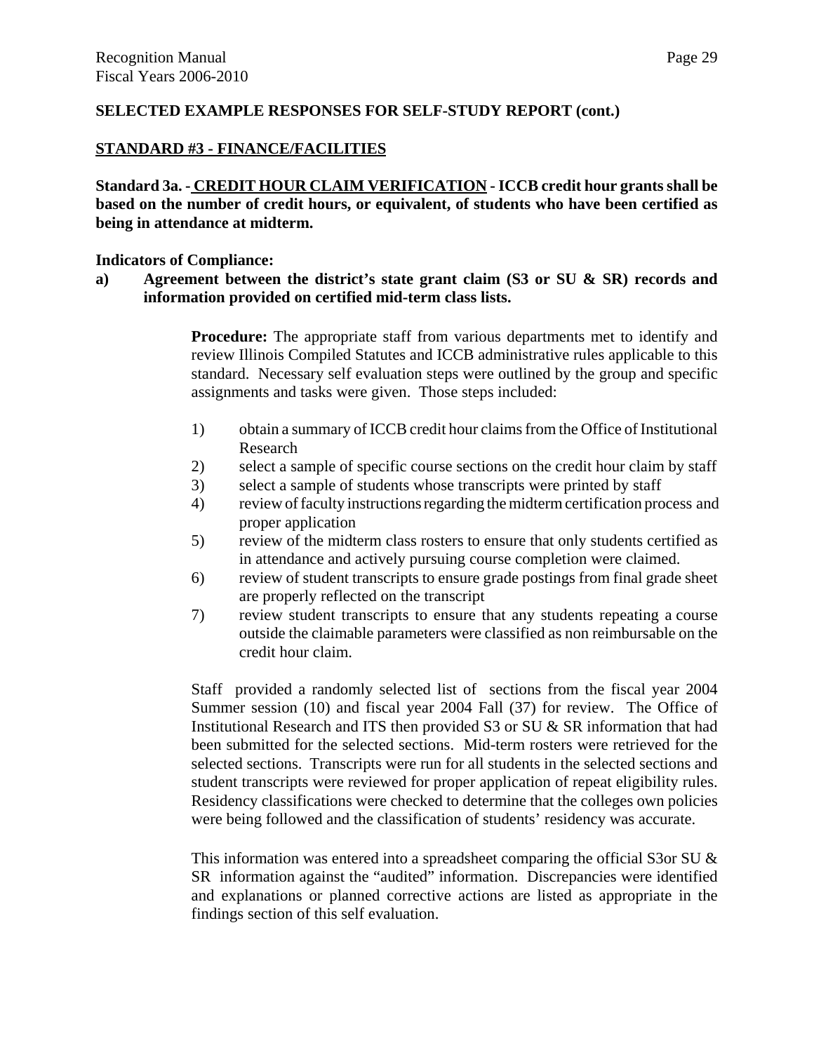**SELECTED EXAMPLE RESPONSES FOR SELF-STUDY REPORT (cont.)**

## STANDARD #3 - FINANCE/FACILITIES

**Standard 3a. - CREDIT HOUR CLAIM VERIFICATION - ICCB credit hour grants shall be based on the number of credit hours, or equivalent, of students who have been certified as being in attendance at midterm.**

**Indicators of Compliance:**

**a) Agreement between the district's state grant claim (S3 or SU & SR) records and information provided on certified mid-term class lists.**

**Procedure:** The appropriate staff from various departments met to identify and review Illinois Compiled Statutes and ICCB administrative rules applicable to this standard. Necessary self evaluation steps were outlined by the group and specific assignments and tasks were given. Those steps included:

1) obtain a summary of ICCB credit hour claims from the Office of Institutional Research
2) select a sample of specific course sections on the credit hour claim by staff
3) select a sample of students whose transcripts were printed by staff
4) review of faculty instructions regarding the midterm certification process and proper application
5) review of the midterm class rosters to ensure that only students certified as in attendance and actively pursuing course completion were claimed.
6) review of student transcripts to ensure grade postings from final grade sheet are properly reflected on the transcript
7) review student transcripts to ensure that any students repeating a course outside the claimable parameters were classified as non reimbursable on the credit hour claim.

Staff provided a randomly selected list of sections from the fiscal year 2004 Summer session (10) and fiscal year 2004 Fall (37) for review. The Office of Institutional Research and ITS then provided S3 or SU & SR information that had been submitted for the selected sections. Mid-term rosters were retrieved for the selected sections. Transcripts were run for all students in the selected sections and student transcripts were reviewed for proper application of repeat eligibility rules. Residency classifications were checked to determine that the colleges own policies were being followed and the classification of students' residency was accurate.

This information was entered into a spreadsheet comparing the official S3or SU & SR information against the "audited" information. Discrepancies were identified and explanations or planned corrective actions are listed as appropriate in the findings section of this self evaluation.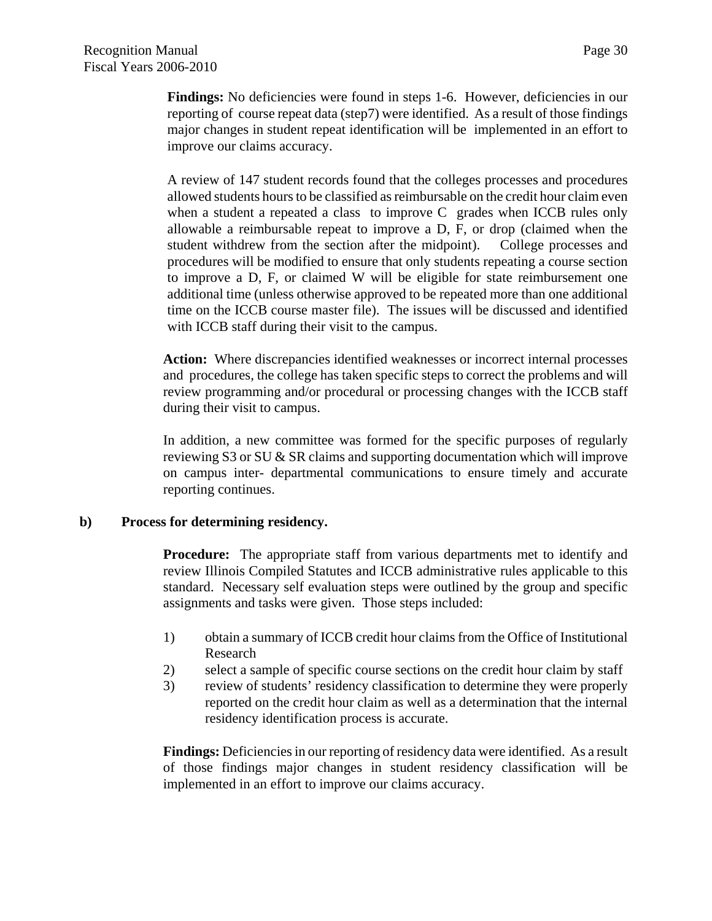**Findings:** No deficiencies were found in steps 1-6. However, deficiencies in our reporting of course repeat data (step7) were identified. As a result of those findings major changes in student repeat identification will be implemented in an effort to improve our claims accuracy.

A review of 147 student records found that the colleges processes and procedures allowed students hours to be classified as reimbursable on the credit hour claim even when a student a repeated a class to improve C grades when ICCB rules only allowable a reimbursable repeat to improve a D, F, or drop (claimed when the student withdrew from the section after the midpoint). College processes and procedures will be modified to ensure that only students repeating a course section to improve a D, F, or claimed W will be eligible for state reimbursement one additional time (unless otherwise approved to be repeated more than one additional time on the ICCB course master file). The issues will be discussed and identified with ICCB staff during their visit to the campus.

**Action:** Where discrepancies identified weaknesses or incorrect internal processes and procedures, the college has taken specific steps to correct the problems and will review programming and/or procedural or processing changes with the ICCB staff during their visit to campus.

In addition, a new committee was formed for the specific purposes of regularly reviewing S3 or SU & SR claims and supporting documentation which will improve on campus inter- departmental communications to ensure timely and accurate reporting continues.

**b) Process for determining residency.**

**Procedure:** The appropriate staff from various departments met to identify and review Illinois Compiled Statutes and ICCB administrative rules applicable to this standard. Necessary self evaluation steps were outlined by the group and specific assignments and tasks were given. Those steps included:

1) obtain a summary of ICCB credit hour claims from the Office of Institutional Research
2) select a sample of specific course sections on the credit hour claim by staff
3) review of students' residency classification to determine they were properly reported on the credit hour claim as well as a determination that the internal residency identification process is accurate.

**Findings:** Deficiencies in our reporting of residency data were identified. As a result of those findings major changes in student residency classification will be implemented in an effort to improve our claims accuracy.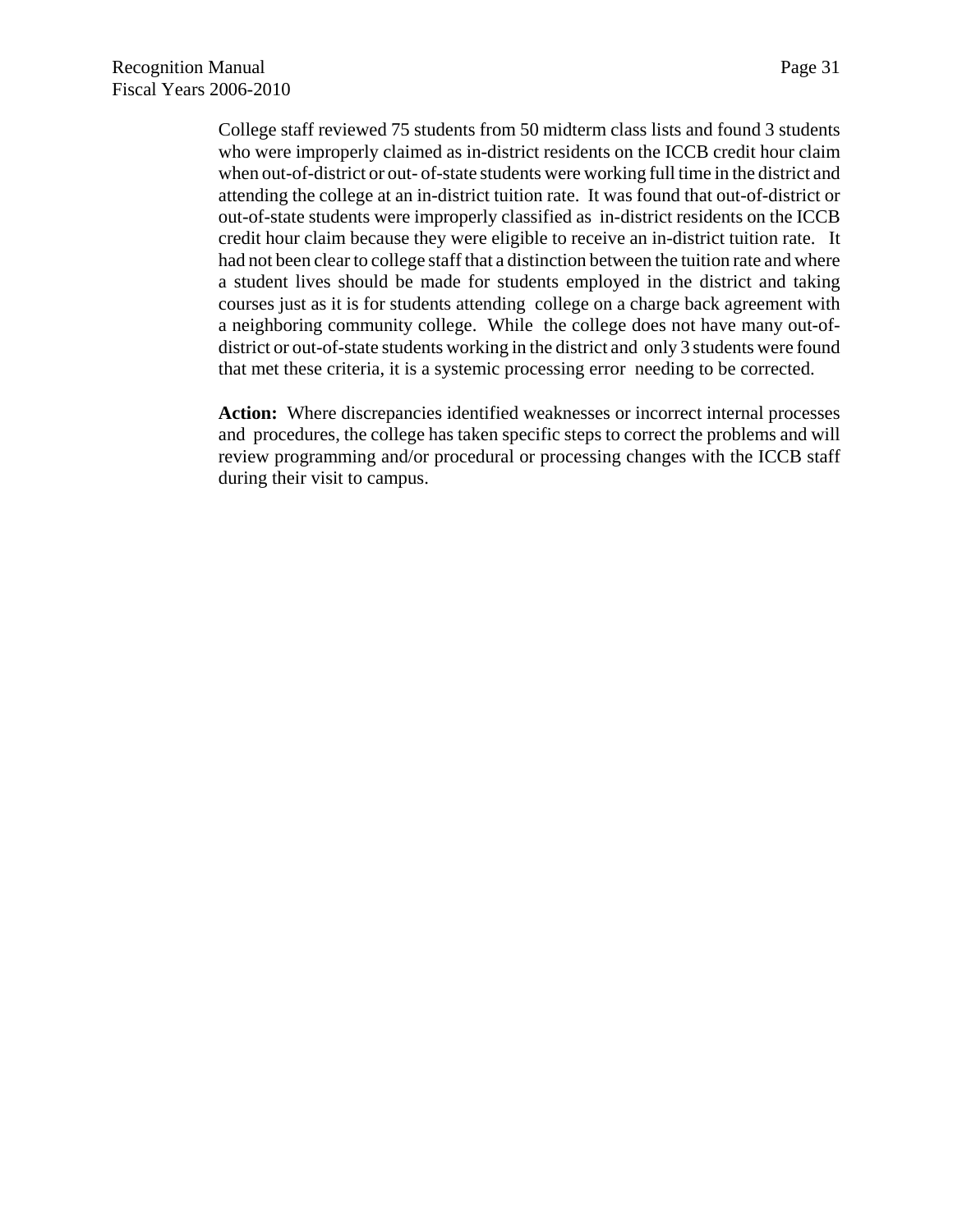College staff reviewed 75 students from 50 midterm class lists and found 3 students who were improperly claimed as in-district residents on the ICCB credit hour claim when out-of-district or out- of-state students were working full time in the district and attending the college at an in-district tuition rate. It was found that out-of-district or out-of-state students were improperly classified as in-district residents on the ICCB credit hour claim because they were eligible to receive an in-district tuition rate. It had not been clear to college staff that a distinction between the tuition rate and where a student lives should be made for students employed in the district and taking courses just as it is for students attending college on a charge back agreement with a neighboring community college. While the college does not have many out-of-district or out-of-state students working in the district and only 3 students were found that met these criteria, it is a systemic processing error needing to be corrected.

**Action:** Where discrepancies identified weaknesses or incorrect internal processes and procedures, the college has taken specific steps to correct the problems and will review programming and/or procedural or processing changes with the ICCB staff during their visit to campus.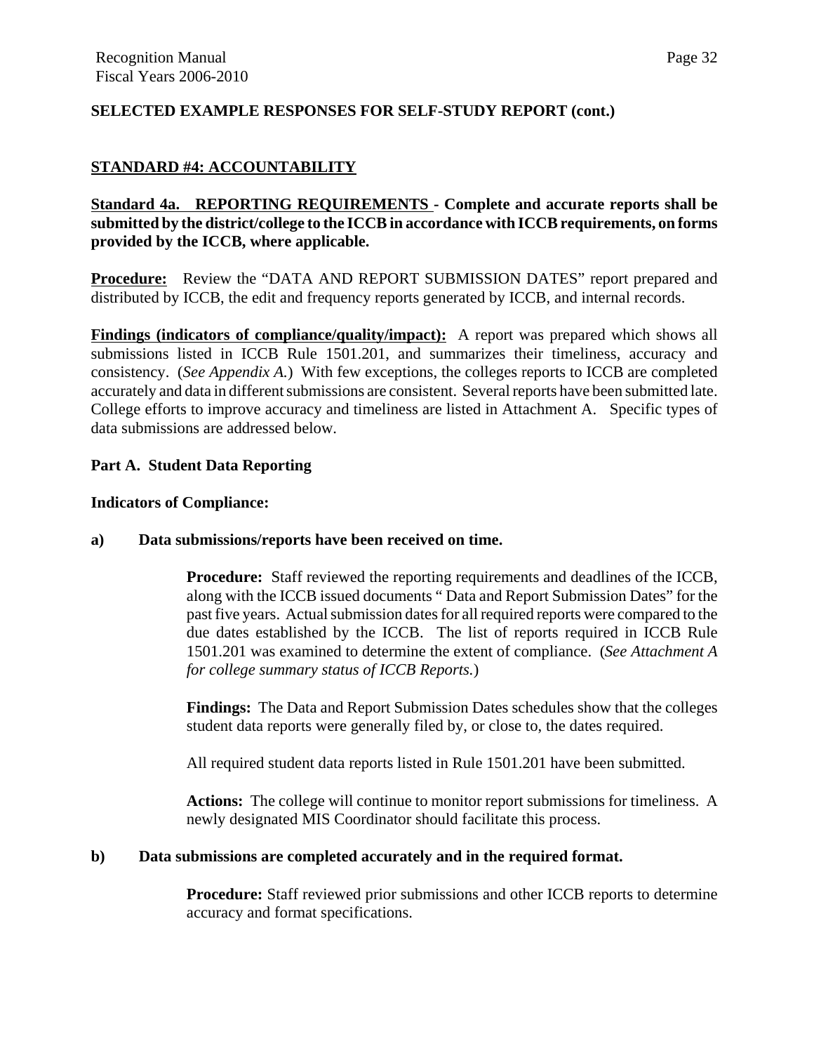**SELECTED EXAMPLE RESPONSES FOR SELF-STUDY REPORT (cont.)**

**STANDARD #4: ACCOUNTABILITY**

**Standard 4a. REPORTING REQUIREMENTS - Complete and accurate reports shall be submitted by the district/college to the ICCB in accordance with ICCB requirements, on forms provided by the ICCB, where applicable.**

**Procedure:** Review the "DATA AND REPORT SUBMISSION DATES" report prepared and distributed by ICCB, the edit and frequency reports generated by ICCB, and internal records.

**Findings (indicators of compliance/quality/impact):** A report was prepared which shows all submissions listed in ICCB Rule 1501.201, and summarizes their timeliness, accuracy and consistency. (*See Appendix A.*) With few exceptions, the colleges reports to ICCB are completed accurately and data in different submissions are consistent. Several reports have been submitted late. College efforts to improve accuracy and timeliness are listed in Attachment A. Specific types of data submissions are addressed below.

**Part A. Student Data Reporting**

**Indicators of Compliance:**

**a) Data submissions/reports have been received on time.**

> **Procedure:** Staff reviewed the reporting requirements and deadlines of the ICCB, along with the ICCB issued documents " Data and Report Submission Dates" for the past five years. Actual submission dates for all required reports were compared to the due dates established by the ICCB. The list of reports required in ICCB Rule 1501.201 was examined to determine the extent of compliance. (*See Attachment A for college summary status of ICCB Reports.*)
>
> **Findings:** The Data and Report Submission Dates schedules show that the colleges student data reports were generally filed by, or close to, the dates required.
>
> All required student data reports listed in Rule 1501.201 have been submitted.
>
> **Actions:** The college will continue to monitor report submissions for timeliness. A newly designated MIS Coordinator should facilitate this process.

**b) Data submissions are completed accurately and in the required format.**

> **Procedure:** Staff reviewed prior submissions and other ICCB reports to determine accuracy and format specifications.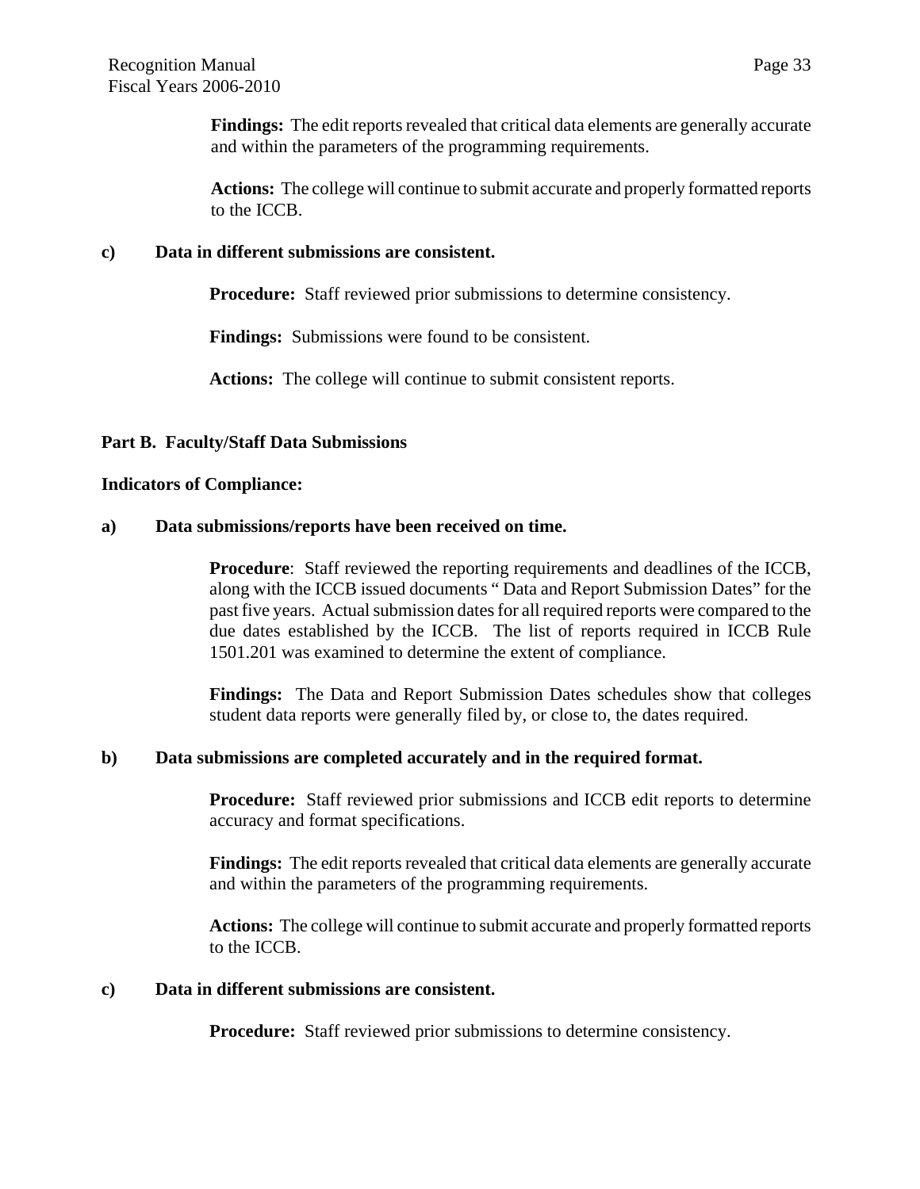**Findings:** The edit reports revealed that critical data elements are generally accurate and within the parameters of the programming requirements.

**Actions:** The college will continue to submit accurate and properly formatted reports to the ICCB.

**c) Data in different submissions are consistent.**

**Procedure:** Staff reviewed prior submissions to determine consistency.

**Findings:** Submissions were found to be consistent.

**Actions:** The college will continue to submit consistent reports.

**Part B. Faculty/Staff Data Submissions**

**Indicators of Compliance:**

**a) Data submissions/reports have been received on time.**

**Procedure**: Staff reviewed the reporting requirements and deadlines of the ICCB, along with the ICCB issued documents " Data and Report Submission Dates" for the past five years. Actual submission dates for all required reports were compared to the due dates established by the ICCB. The list of reports required in ICCB Rule 1501.201 was examined to determine the extent of compliance.

**Findings:** The Data and Report Submission Dates schedules show that colleges student data reports were generally filed by, or close to, the dates required.

**b) Data submissions are completed accurately and in the required format.**

**Procedure:** Staff reviewed prior submissions and ICCB edit reports to determine accuracy and format specifications.

**Findings:** The edit reports revealed that critical data elements are generally accurate and within the parameters of the programming requirements.

**Actions:** The college will continue to submit accurate and properly formatted reports to the ICCB.

**c) Data in different submissions are consistent.**

**Procedure:** Staff reviewed prior submissions to determine consistency.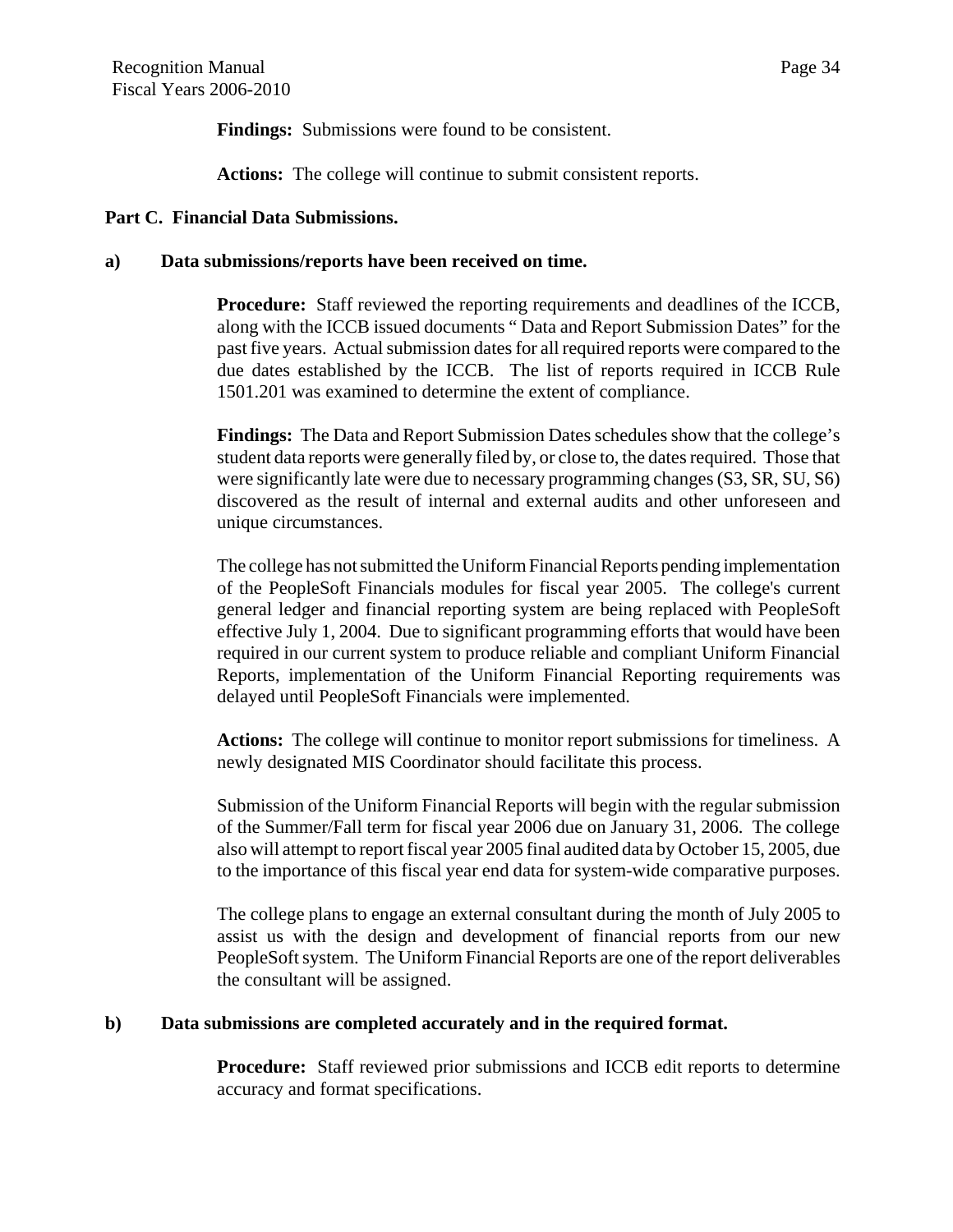**Findings:** Submissions were found to be consistent.

**Actions:** The college will continue to submit consistent reports.

**Part C. Financial Data Submissions.**

**a) Data submissions/reports have been received on time.**

**Procedure:** Staff reviewed the reporting requirements and deadlines of the ICCB, along with the ICCB issued documents " Data and Report Submission Dates" for the past five years. Actual submission dates for all required reports were compared to the due dates established by the ICCB. The list of reports required in ICCB Rule 1501.201 was examined to determine the extent of compliance.

**Findings:** The Data and Report Submission Dates schedules show that the college's student data reports were generally filed by, or close to, the dates required. Those that were significantly late were due to necessary programming changes (S3, SR, SU, S6) discovered as the result of internal and external audits and other unforeseen and unique circumstances.

The college has not submitted the Uniform Financial Reports pending implementation of the PeopleSoft Financials modules for fiscal year 2005. The college's current general ledger and financial reporting system are being replaced with PeopleSoft effective July 1, 2004. Due to significant programming efforts that would have been required in our current system to produce reliable and compliant Uniform Financial Reports, implementation of the Uniform Financial Reporting requirements was delayed until PeopleSoft Financials were implemented.

**Actions:** The college will continue to monitor report submissions for timeliness. A newly designated MIS Coordinator should facilitate this process.

Submission of the Uniform Financial Reports will begin with the regular submission of the Summer/Fall term for fiscal year 2006 due on January 31, 2006. The college also will attempt to report fiscal year 2005 final audited data by October 15, 2005, due to the importance of this fiscal year end data for system-wide comparative purposes.

The college plans to engage an external consultant during the month of July 2005 to assist us with the design and development of financial reports from our new PeopleSoft system. The Uniform Financial Reports are one of the report deliverables the consultant will be assigned.

**b) Data submissions are completed accurately and in the required format.**

**Procedure:** Staff reviewed prior submissions and ICCB edit reports to determine accuracy and format specifications.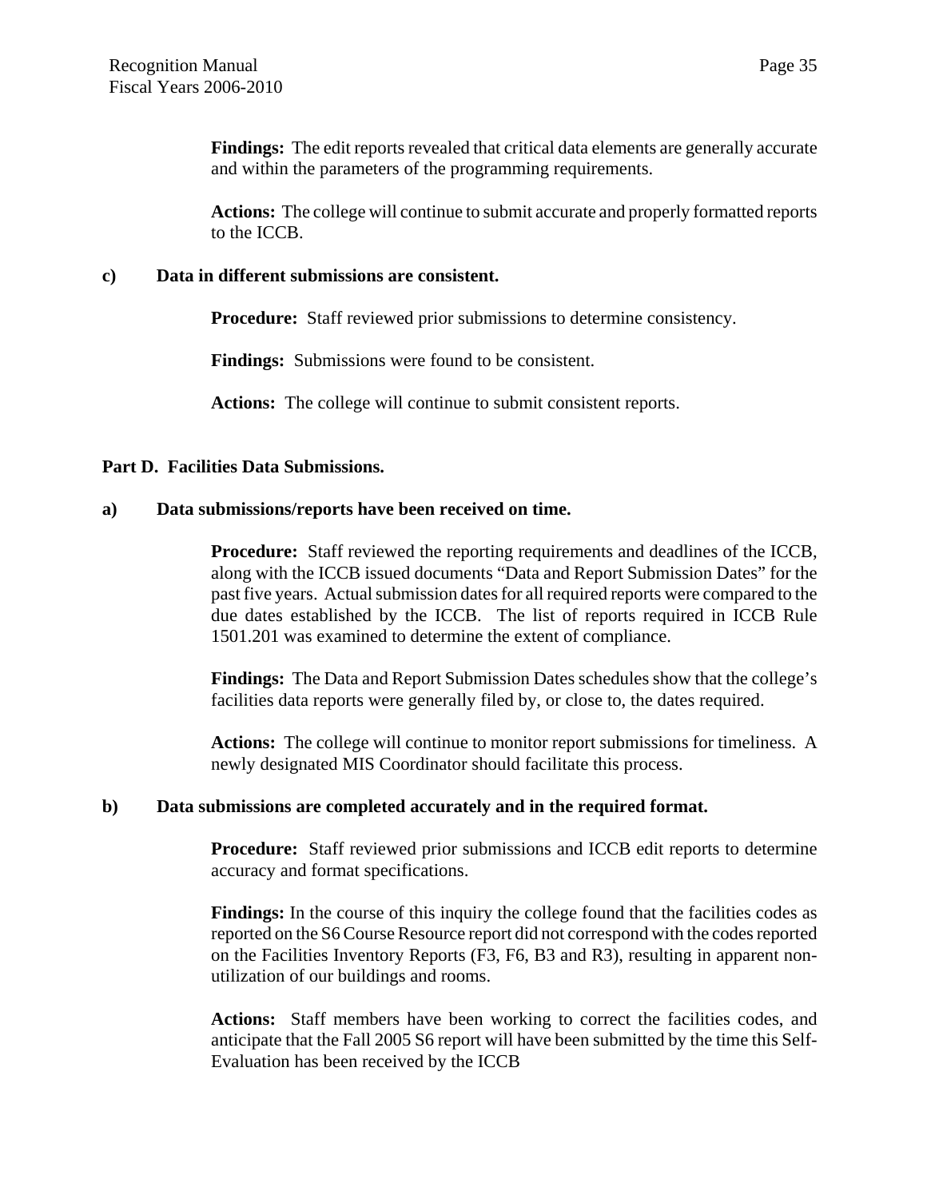**Findings:** The edit reports revealed that critical data elements are generally accurate and within the parameters of the programming requirements.

**Actions:** The college will continue to submit accurate and properly formatted reports to the ICCB.

**c) Data in different submissions are consistent.**

**Procedure:** Staff reviewed prior submissions to determine consistency.

**Findings:** Submissions were found to be consistent.

**Actions:** The college will continue to submit consistent reports.

**Part D. Facilities Data Submissions.**

**a) Data submissions/reports have been received on time.**

**Procedure:** Staff reviewed the reporting requirements and deadlines of the ICCB, along with the ICCB issued documents "Data and Report Submission Dates" for the past five years. Actual submission dates for all required reports were compared to the due dates established by the ICCB. The list of reports required in ICCB Rule 1501.201 was examined to determine the extent of compliance.

**Findings:** The Data and Report Submission Dates schedules show that the college's facilities data reports were generally filed by, or close to, the dates required.

**Actions:** The college will continue to monitor report submissions for timeliness. A newly designated MIS Coordinator should facilitate this process.

**b) Data submissions are completed accurately and in the required format.**

**Procedure:** Staff reviewed prior submissions and ICCB edit reports to determine accuracy and format specifications.

**Findings:** In the course of this inquiry the college found that the facilities codes as reported on the S6 Course Resource report did not correspond with the codes reported on the Facilities Inventory Reports (F3, F6, B3 and R3), resulting in apparent non-utilization of our buildings and rooms.

**Actions:** Staff members have been working to correct the facilities codes, and anticipate that the Fall 2005 S6 report will have been submitted by the time this Self-Evaluation has been received by the ICCB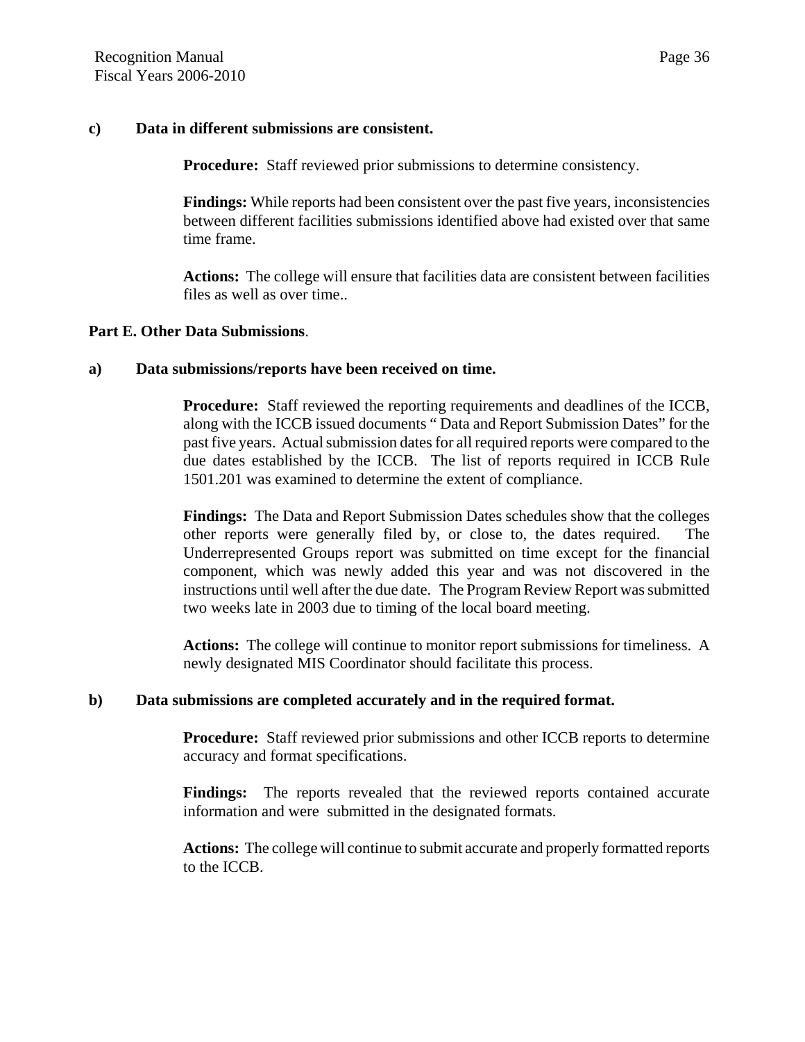**c) Data in different submissions are consistent.**

**Procedure:** Staff reviewed prior submissions to determine consistency.

**Findings:** While reports had been consistent over the past five years, inconsistencies between different facilities submissions identified above had existed over that same time frame.

**Actions:** The college will ensure that facilities data are consistent between facilities files as well as over time..

**Part E. Other Data Submissions**.

**a) Data submissions/reports have been received on time.**

**Procedure:** Staff reviewed the reporting requirements and deadlines of the ICCB, along with the ICCB issued documents " Data and Report Submission Dates" for the past five years. Actual submission dates for all required reports were compared to the due dates established by the ICCB. The list of reports required in ICCB Rule 1501.201 was examined to determine the extent of compliance.

**Findings:** The Data and Report Submission Dates schedules show that the colleges other reports were generally filed by, or close to, the dates required. The Underrepresented Groups report was submitted on time except for the financial component, which was newly added this year and was not discovered in the instructions until well after the due date. The Program Review Report was submitted two weeks late in 2003 due to timing of the local board meeting.

**Actions:** The college will continue to monitor report submissions for timeliness. A newly designated MIS Coordinator should facilitate this process.

**b) Data submissions are completed accurately and in the required format.**

**Procedure:** Staff reviewed prior submissions and other ICCB reports to determine accuracy and format specifications.

**Findings:** The reports revealed that the reviewed reports contained accurate information and were submitted in the designated formats.

**Actions:** The college will continue to submit accurate and properly formatted reports to the ICCB.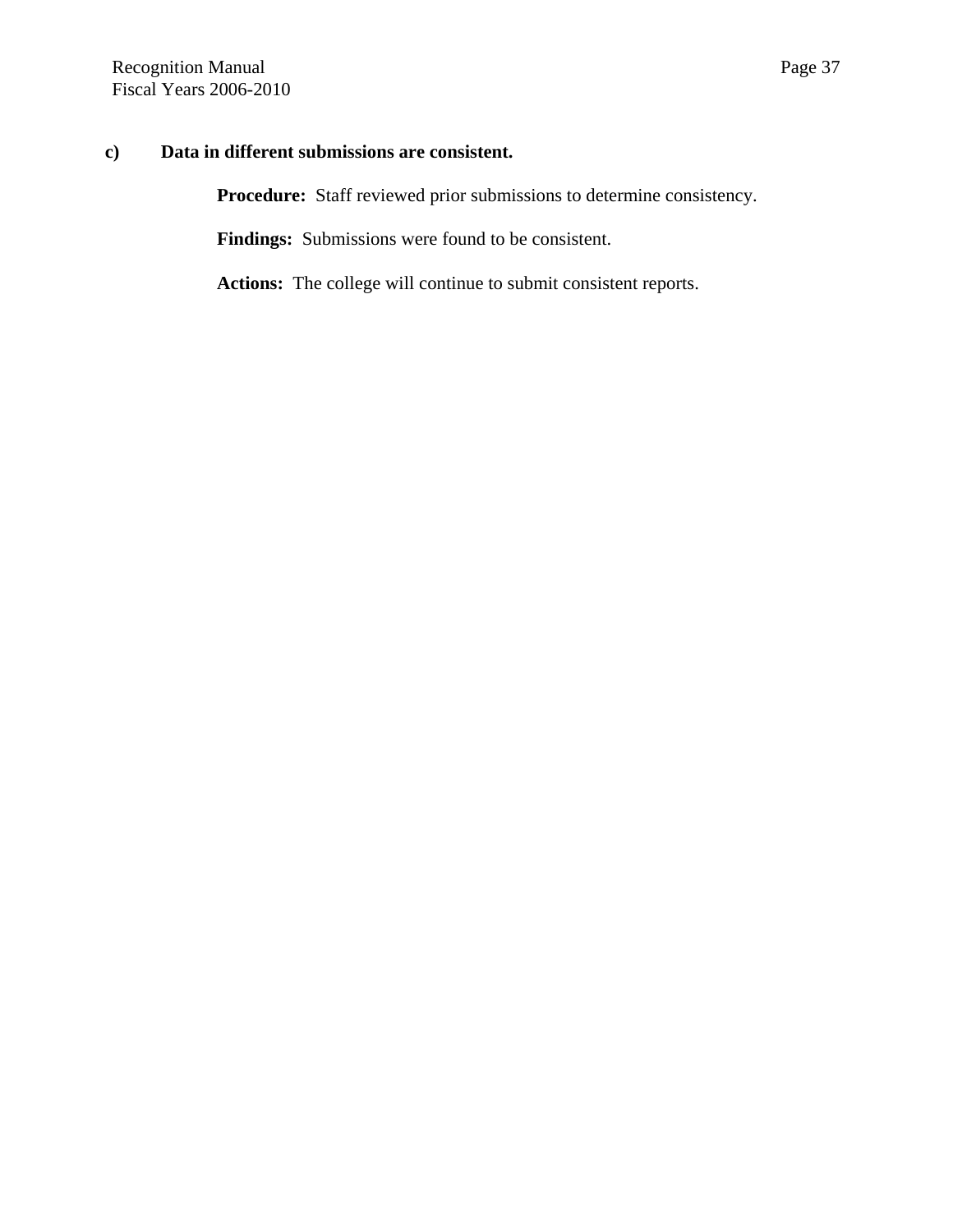**c) Data in different submissions are consistent.**

**Procedure:** Staff reviewed prior submissions to determine consistency.

**Findings:** Submissions were found to be consistent.

**Actions:** The college will continue to submit consistent reports.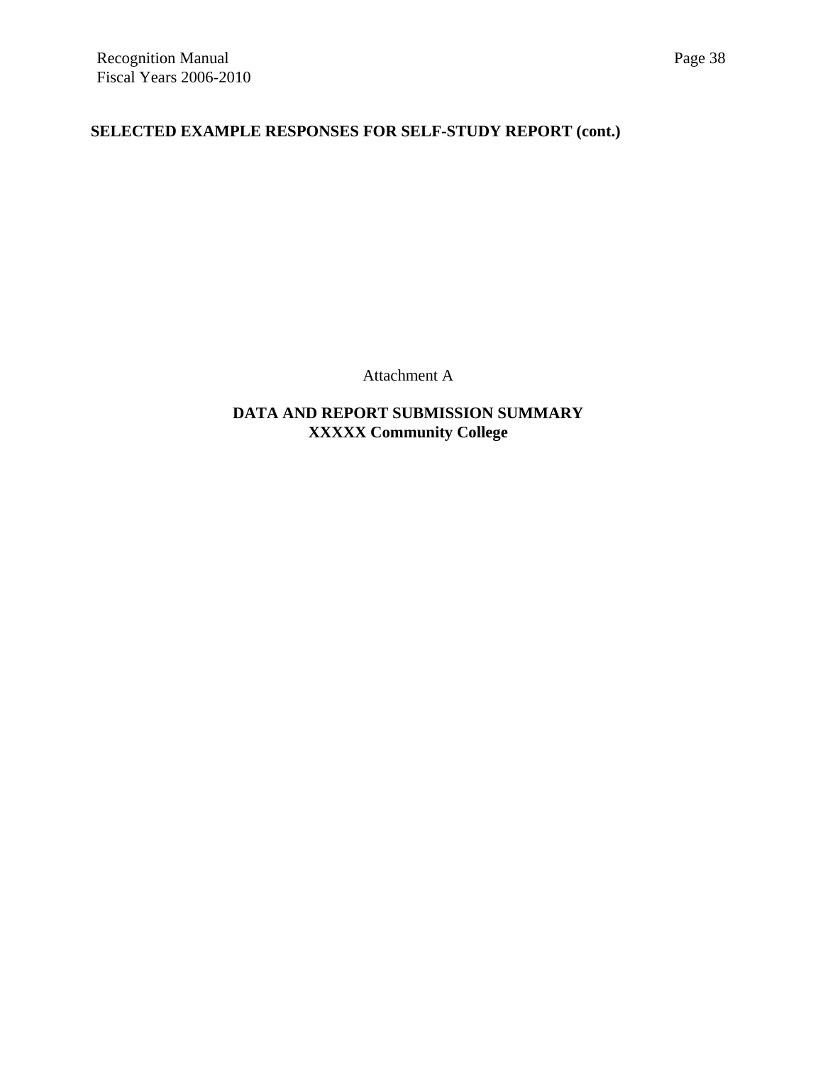## SELECTED EXAMPLE RESPONSES FOR SELF-STUDY REPORT (cont.)

Attachment A

**DATA AND REPORT SUBMISSION SUMMARY**
**XXXXX Community College**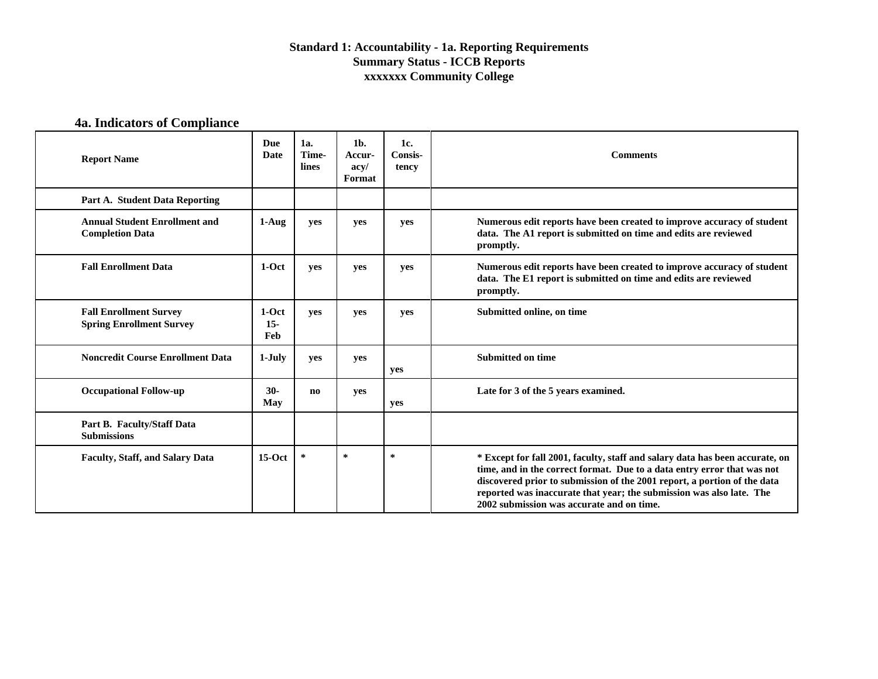**Standard 1: Accountability - 1a. Reporting Requirements**
**Summary Status - ICCB Reports**
**xxxxxxx Community College**

### 4a. Indicators of Compliance

| Report Name | Due Date | 1a. Time-lines | 1b. Accur-acy/ Format | 1c. Consis-tency | Comments |
|---|---|---|---|---|---|
| **Part A. Student Data Reporting** | | | | | |
| **Annual Student Enrollment and Completion Data** | 1-Aug | yes | yes | yes | Numerous edit reports have been created to improve accuracy of student data. The A1 report is submitted on time and edits are reviewed promptly. |
| **Fall Enrollment Data** | 1-Oct | yes | yes | yes | Numerous edit reports have been created to improve accuracy of student data. The E1 report is submitted on time and edits are reviewed promptly. |
| **Fall Enrollment Survey**<br>**Spring Enrollment Survey** | 1-Oct<br>15-Feb | yes | yes | yes | Submitted online, on time |
| **Noncredit Course Enrollment Data** | 1-July | yes | yes | yes | Submitted on time |
| **Occupational Follow-up** | 30-May | no | yes | yes | Late for 3 of the 5 years examined. |
| **Part B. Faculty/Staff Data Submissions** | | | | | |
| **Faculty, Staff, and Salary Data** | 15-Oct | * | * | * | * Except for fall 2001, faculty, staff and salary data has been accurate, on time, and in the correct format. Due to a data entry error that was not discovered prior to submission of the 2001 report, a portion of the data reported was inaccurate that year; the submission was also late. The 2002 submission was accurate and on time. |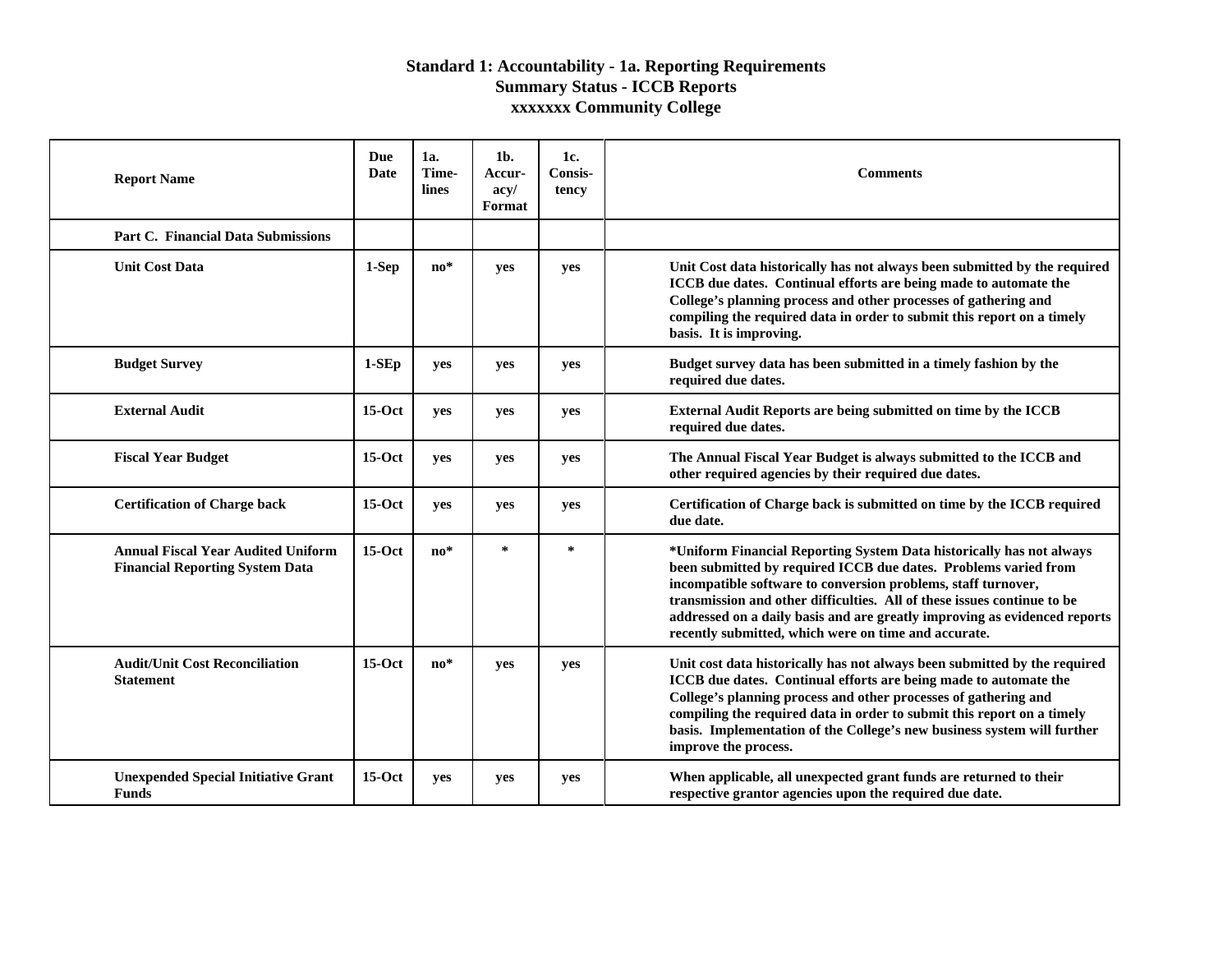**Standard 1: Accountability - 1a. Reporting Requirements**
**Summary Status - ICCB Reports**
**xxxxxxx Community College**

| Report Name | Due Date | 1a. Time-lines | 1b. Accur-acy/ Format | 1c. Consis-tency | Comments |
|---|---|---|---|---|---|
| **Part C. Financial Data Submissions** | | | | | |
| **Unit Cost Data** | 1-Sep | no* | yes | yes | Unit Cost data historically has not always been submitted by the required ICCB due dates. Continual efforts are being made to automate the College's planning process and other processes of gathering and compiling the required data in order to submit this report on a timely basis. It is improving. |
| **Budget Survey** | 1-SEp | yes | yes | yes | Budget survey data has been submitted in a timely fashion by the required due dates. |
| **External Audit** | 15-Oct | yes | yes | yes | External Audit Reports are being submitted on time by the ICCB required due dates. |
| **Fiscal Year Budget** | 15-Oct | yes | yes | yes | The Annual Fiscal Year Budget is always submitted to the ICCB and other required agencies by their required due dates. |
| **Certification of Charge back** | 15-Oct | yes | yes | yes | Certification of Charge back is submitted on time by the ICCB required due date. |
| **Annual Fiscal Year Audited Uniform Financial Reporting System Data** | 15-Oct | no* | * | * | *Uniform Financial Reporting System Data historically has not always been submitted by required ICCB due dates. Problems varied from incompatible software to conversion problems, staff turnover, transmission and other difficulties. All of these issues continue to be addressed on a daily basis and are greatly improving as evidenced reports recently submitted, which were on time and accurate. |
| **Audit/Unit Cost Reconciliation Statement** | 15-Oct | no* | yes | yes | Unit cost data historically has not always been submitted by the required ICCB due dates. Continual efforts are being made to automate the College's planning process and other processes of gathering and compiling the required data in order to submit this report on a timely basis. Implementation of the College's new business system will further improve the process. |
| **Unexpended Special Initiative Grant Funds** | 15-Oct | yes | yes | yes | When applicable, all unexpected grant funds are returned to their respective grantor agencies upon the required due date. |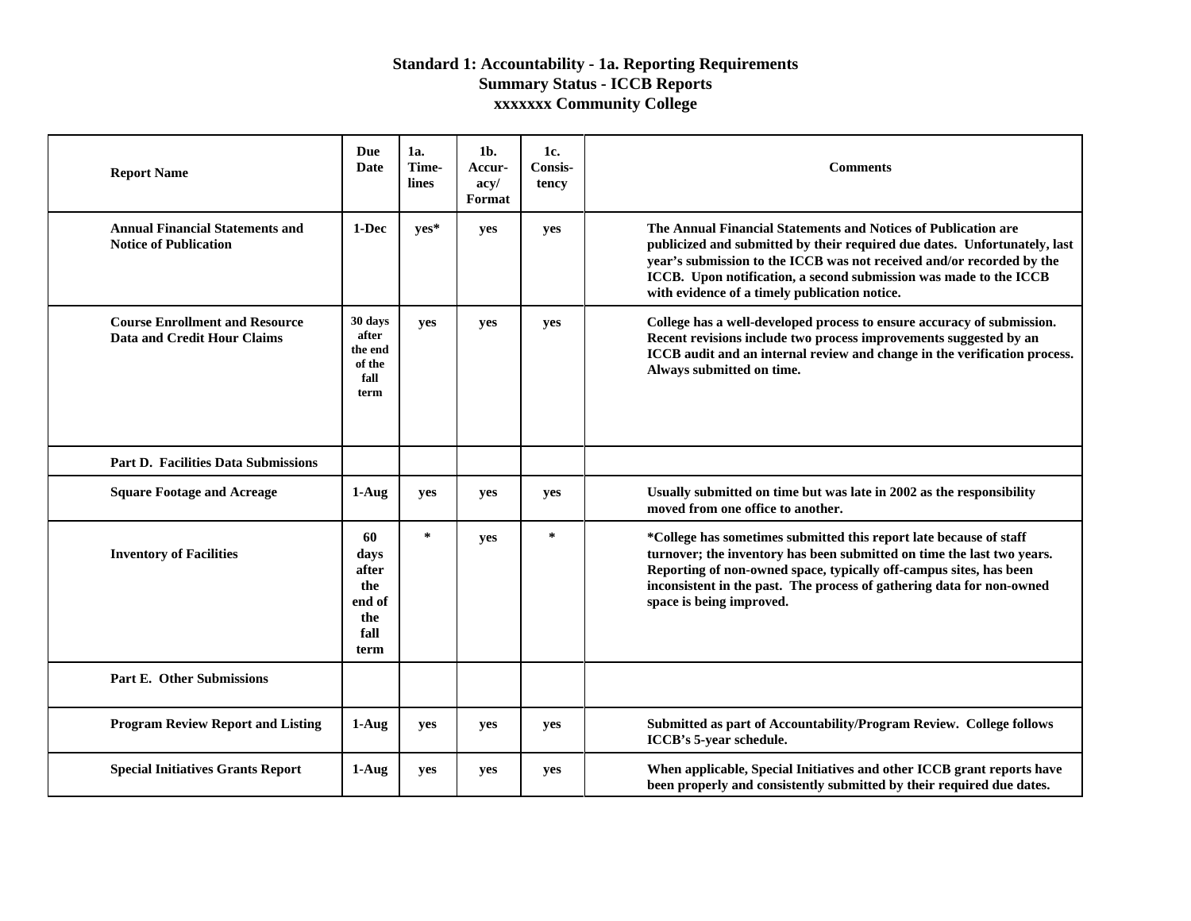# Standard 1: Accountability - 1a. Reporting Requirements
## Summary Status - ICCB Reports
## xxxxxxx Community College

| Report Name | Due Date | 1a. Time-lines | 1b. Accur-acy/ Format | 1c. Consis-tency | Comments |
|---|---|---|---|---|---|
| **Annual Financial Statements and Notice of Publication** | 1-Dec | yes* | yes | yes | The Annual Financial Statements and Notices of Publication are publicized and submitted by their required due dates. Unfortunately, last year's submission to the ICCB was not received and/or recorded by the ICCB. Upon notification, a second submission was made to the ICCB with evidence of a timely publication notice. |
| **Course Enrollment and Resource Data and Credit Hour Claims** | 30 days after the end of the fall term | yes | yes | yes | College has a well-developed process to ensure accuracy of submission. Recent revisions include two process improvements suggested by an ICCB audit and an internal review and change in the verification process. Always submitted on time. |
| **Part D. Facilities Data Submissions** | | | | | |
| **Square Footage and Acreage** | 1-Aug | yes | yes | yes | Usually submitted on time but was late in 2002 as the responsibility moved from one office to another. |
| **Inventory of Facilities** | 60 days after the end of the fall term | * | yes | * | *College has sometimes submitted this report late because of staff turnover; the inventory has been submitted on time the last two years. Reporting of non-owned space, typically off-campus sites, has been inconsistent in the past. The process of gathering data for non-owned space is being improved. |
| **Part E. Other Submissions** | | | | | |
| **Program Review Report and Listing** | 1-Aug | yes | yes | yes | Submitted as part of Accountability/Program Review. College follows ICCB's 5-year schedule. |
| **Special Initiatives Grants Report** | 1-Aug | yes | yes | yes | When applicable, Special Initiatives and other ICCB grant reports have been properly and consistently submitted by their required due dates. |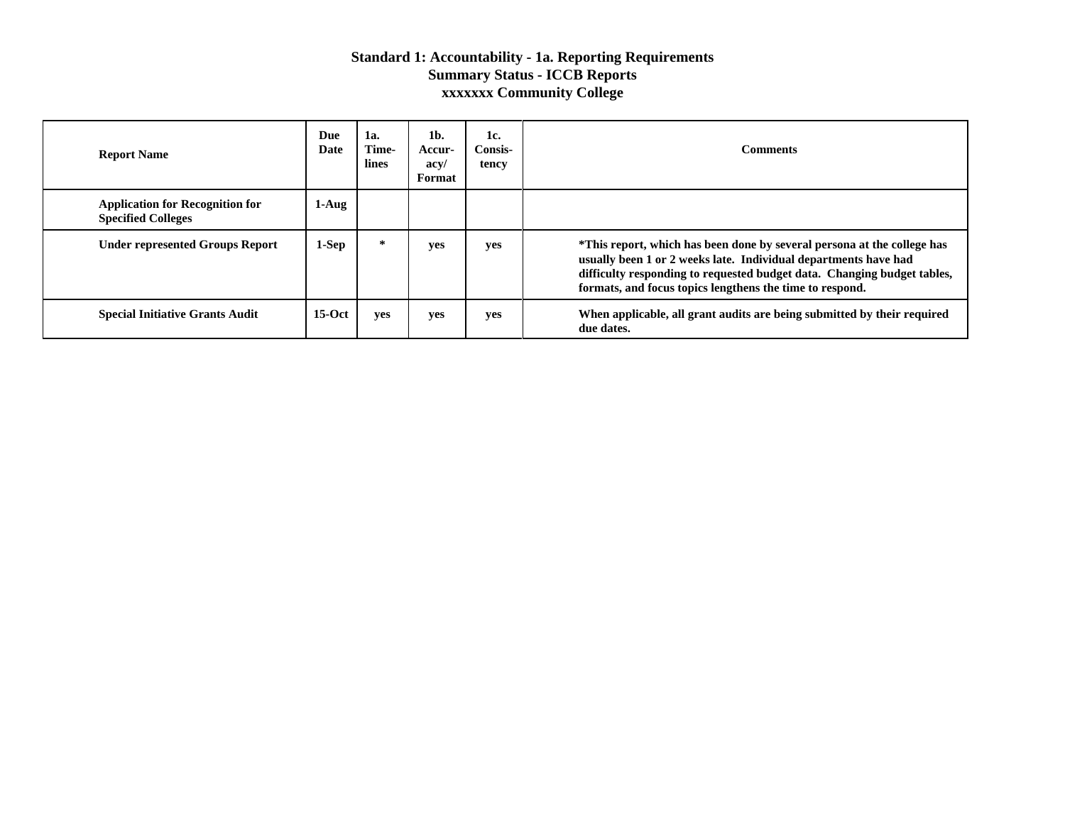# Standard 1: Accountability - 1a. Reporting Requirements
## Summary Status - ICCB Reports
## xxxxxxx Community College

| Report Name | Due Date | 1a. Time-lines | 1b. Accur-acy/ Format | 1c. Consis-tency | Comments |
|---|---|---|---|---|---|
| **Application for Recognition for Specified Colleges** | **1-Aug** | | | | |
| **Under represented Groups Report** | **1-Sep** | * | **yes** | **yes** | ***This report, which has been done by several persona at the college has usually been 1 or 2 weeks late. Individual departments have had difficulty responding to requested budget data. Changing budget tables, formats, and focus topics lengthens the time to respond.** |
| **Special Initiative Grants Audit** | **15-Oct** | **yes** | **yes** | **yes** | **When applicable, all grant audits are being submitted by their required due dates.** |